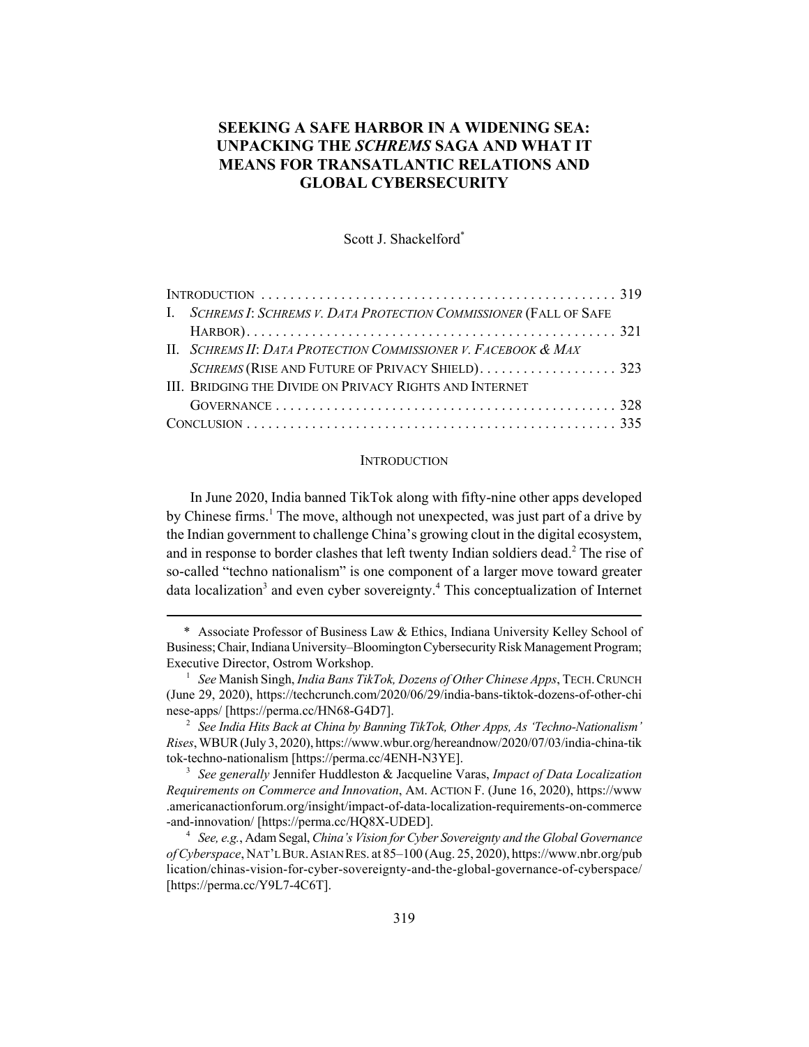# SEEKING A SAFE HARBOR IN A WIDENING SEA: UNPACKING THE *SCHREMS* SAGA AND WHAT IT MEANS FOR TRANSATLANTIC RELATIONS AND GLOBAL CYBERSECURITY

Scott J. Shackelford*

| | |
|---|---|
| INTRODUCTION | 319 |
| I. *SCHREMS I*: *SCHREMS V. DATA PROTECTION COMMISSIONER* (FALL OF SAFE HARBOR) | 321 |
| II. *SCHREMS II*: *DATA PROTECTION COMMISSIONER V. FACEBOOK & MAX SCHREMS* (RISE AND FUTURE OF PRIVACY SHIELD) | 323 |
| III. BRIDGING THE DIVIDE ON PRIVACY RIGHTS AND INTERNET GOVERNANCE | 328 |
| CONCLUSION | 335 |

## INTRODUCTION

In June 2020, India banned TikTok along with fifty-nine other apps developed by Chinese firms.[1] The move, although not unexpected, was just part of a drive by the Indian government to challenge China's growing clout in the digital ecosystem, and in response to border clashes that left twenty Indian soldiers dead.[2] The rise of so-called "techno nationalism" is one component of a larger move toward greater data localization[3] and even cyber sovereignty.[4] This conceptualization of Internet

---

\* Associate Professor of Business Law & Ethics, Indiana University Kelley School of Business; Chair, Indiana University–Bloomington Cybersecurity Risk Management Program; Executive Director, Ostrom Workshop.

[1] *See* Manish Singh, *India Bans TikTok, Dozens of Other Chinese Apps*, TECH. CRUNCH (June 29, 2020), https://techcrunch.com/2020/06/29/india-bans-tiktok-dozens-of-other-chinese-apps/ [https://perma.cc/HN68-G4D7].

[2] *See India Hits Back at China by Banning TikTok, Other Apps, As 'Techno-Nationalism' Rises*, WBUR (July 3, 2020), https://www.wbur.org/hereandnow/2020/07/03/india-china-tiktok-techno-nationalism [https://perma.cc/4ENH-N3YE].

[3] *See generally* Jennifer Huddleston & Jacqueline Varas, *Impact of Data Localization Requirements on Commerce and Innovation*, AM. ACTION F. (June 16, 2020), https://www.americanactionforum.org/insight/impact-of-data-localization-requirements-on-commerce-and-innovation/ [https://perma.cc/HQ8X-UDED].

[4] *See, e.g.*, Adam Segal, *China's Vision for Cyber Sovereignty and the Global Governance of Cyberspace*, NAT'L BUR. ASIAN RES. at 85–100 (Aug. 25, 2020), https://www.nbr.org/publication/chinas-vision-for-cyber-sovereignty-and-the-global-governance-of-cyberspace/ [https://perma.cc/Y9L7-4C6T].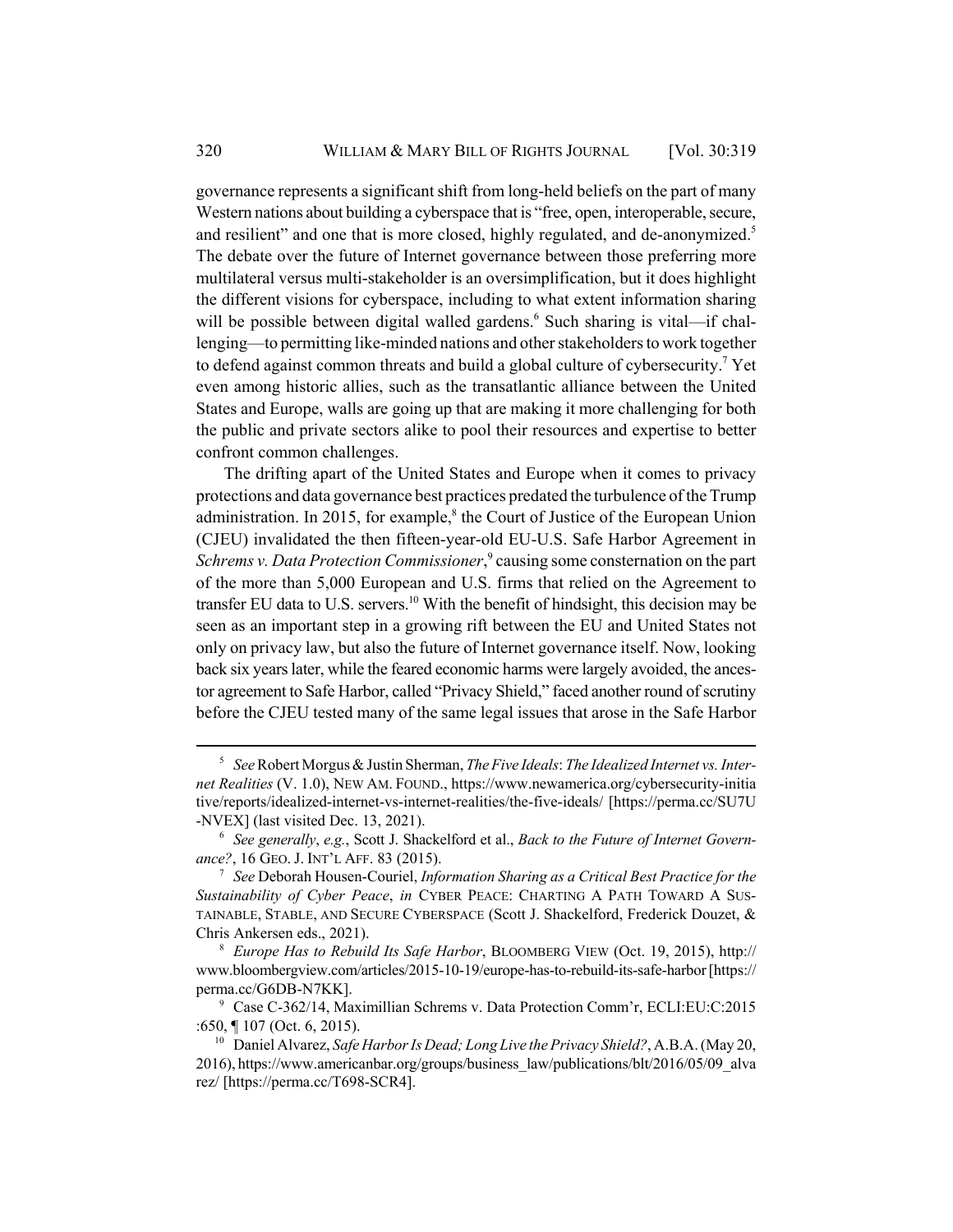governance represents a significant shift from long-held beliefs on the part of many Western nations about building a cyberspace that is "free, open, interoperable, secure, and resilient" and one that is more closed, highly regulated, and de-anonymized.[5] The debate over the future of Internet governance between those preferring more multilateral versus multi-stakeholder is an oversimplification, but it does highlight the different visions for cyberspace, including to what extent information sharing will be possible between digital walled gardens.[6] Such sharing is vital—if challenging—to permitting like-minded nations and other stakeholders to work together to defend against common threats and build a global culture of cybersecurity.[7] Yet even among historic allies, such as the transatlantic alliance between the United States and Europe, walls are going up that are making it more challenging for both the public and private sectors alike to pool their resources and expertise to better confront common challenges.

The drifting apart of the United States and Europe when it comes to privacy protections and data governance best practices predated the turbulence of the Trump administration. In 2015, for example,[8] the Court of Justice of the European Union (CJEU) invalidated the then fifteen-year-old EU-U.S. Safe Harbor Agreement in *Schrems v. Data Protection Commissioner*,[9] causing some consternation on the part of the more than 5,000 European and U.S. firms that relied on the Agreement to transfer EU data to U.S. servers.[10] With the benefit of hindsight, this decision may be seen as an important step in a growing rift between the EU and United States not only on privacy law, but also the future of Internet governance itself. Now, looking back six years later, while the feared economic harms were largely avoided, the ancestor agreement to Safe Harbor, called "Privacy Shield," faced another round of scrutiny before the CJEU tested many of the same legal issues that arose in the Safe Harbor

---

[5] *See* Robert Morgus & Justin Sherman, *The Five Ideals*: *The Idealized Internet vs. Internet Realities* (V. 1.0), NEW AM. FOUND., https://www.newamerica.org/cybersecurity-initiative/reports/idealized-internet-vs-internet-realities/the-five-ideals/ [https://perma.cc/SU7U-NVEX] (last visited Dec. 13, 2021).

[6] *See generally*, *e.g.*, Scott J. Shackelford et al., *Back to the Future of Internet Governance?*, 16 GEO. J. INT'L AFF. 83 (2015).

[7] *See* Deborah Housen-Couriel, *Information Sharing as a Critical Best Practice for the Sustainability of Cyber Peace*, *in* CYBER PEACE: CHARTING A PATH TOWARD A SUSTAINABLE, STABLE, AND SECURE CYBERSPACE (Scott J. Shackelford, Frederick Douzet, & Chris Ankersen eds., 2021).

[8] *Europe Has to Rebuild Its Safe Harbor*, BLOOMBERG VIEW (Oct. 19, 2015), http://www.bloombergview.com/articles/2015-10-19/europe-has-to-rebuild-its-safe-harbor [https://perma.cc/G6DB-N7KK].

[9] Case C-362/14, Maximillian Schrems v. Data Protection Comm'r, ECLI:EU:C:2015:650, ¶ 107 (Oct. 6, 2015).

[10] Daniel Alvarez, *Safe Harbor Is Dead; Long Live the Privacy Shield?*, A.B.A. (May 20, 2016), https://www.americanbar.org/groups/business_law/publications/blt/2016/05/09_alvarez/ [https://perma.cc/T698-SCR4].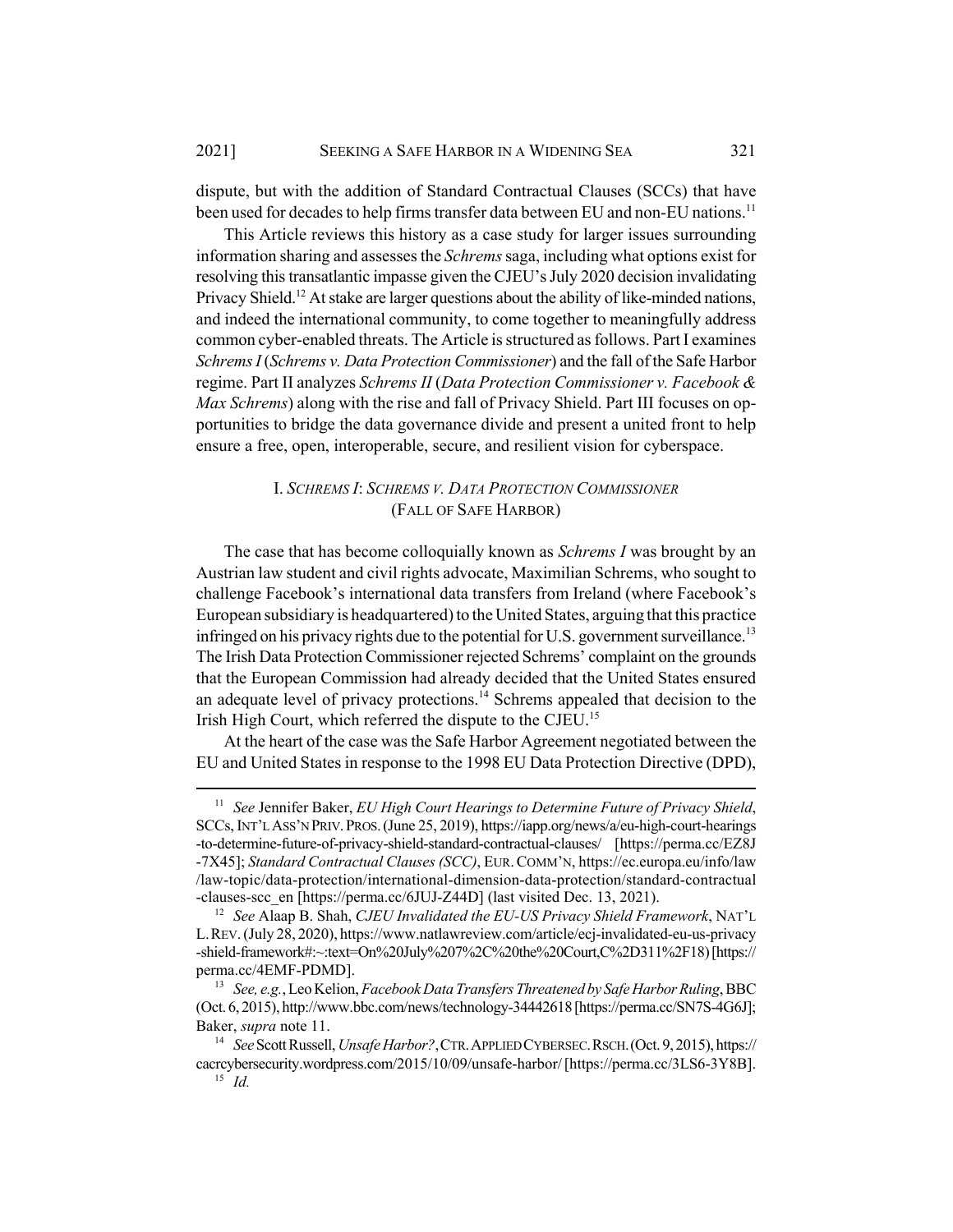dispute, but with the addition of Standard Contractual Clauses (SCCs) that have been used for decades to help firms transfer data between EU and non-EU nations.[11]

This Article reviews this history as a case study for larger issues surrounding information sharing and assesses the *Schrems* saga, including what options exist for resolving this transatlantic impasse given the CJEU's July 2020 decision invalidating Privacy Shield.[12] At stake are larger questions about the ability of like-minded nations, and indeed the international community, to come together to meaningfully address common cyber-enabled threats. The Article is structured as follows. Part I examines *Schrems I* (*Schrems v. Data Protection Commissioner*) and the fall of the Safe Harbor regime. Part II analyzes *Schrems II* (*Data Protection Commissioner v. Facebook & Max Schrems*) along with the rise and fall of Privacy Shield. Part III focuses on opportunities to bridge the data governance divide and present a united front to help ensure a free, open, interoperable, secure, and resilient vision for cyberspace.

## I. *SCHREMS I*: *SCHREMS V. DATA PROTECTION COMMISSIONER* (FALL OF SAFE HARBOR)

The case that has become colloquially known as *Schrems I* was brought by an Austrian law student and civil rights advocate, Maximilian Schrems, who sought to challenge Facebook's international data transfers from Ireland (where Facebook's European subsidiary is headquartered) to the United States, arguing that this practice infringed on his privacy rights due to the potential for U.S. government surveillance.[13] The Irish Data Protection Commissioner rejected Schrems' complaint on the grounds that the European Commission had already decided that the United States ensured an adequate level of privacy protections.[14] Schrems appealed that decision to the Irish High Court, which referred the dispute to the CJEU.[15]

At the heart of the case was the Safe Harbor Agreement negotiated between the EU and United States in response to the 1998 EU Data Protection Directive (DPD),

---

[11] *See* Jennifer Baker, *EU High Court Hearings to Determine Future of Privacy Shield*, SCCs, INT'L ASS'N PRIV. PROS. (June 25, 2019), https://iapp.org/news/a/eu-high-court-hearings-to-determine-future-of-privacy-shield-standard-contractual-clauses/ [https://perma.cc/EZ8J-7X45]; *Standard Contractual Clauses (SCC)*, EUR. COMM'N, https://ec.europa.eu/info/law/law-topic/data-protection/international-dimension-data-protection/standard-contractual-clauses-scc_en [https://perma.cc/6JUJ-Z44D] (last visited Dec. 13, 2021).

[12] *See* Alaap B. Shah, *CJEU Invalidated the EU-US Privacy Shield Framework*, NAT'L L. REV. (July 28, 2020), https://www.natlawreview.com/article/ecj-invalidated-eu-us-privacy-shield-framework#:~:text=On%20July%207%2C%20the%20Court,C%2D311%2F18) [https://perma.cc/4EMF-PDMD].

[13] *See, e.g.*, Leo Kelion, *Facebook Data Transfers Threatened by Safe Harbor Ruling*, BBC (Oct. 6, 2015), http://www.bbc.com/news/technology-34442618 [https://perma.cc/SN7S-4G6J]; Baker, *supra* note 11.

[14] *See* Scott Russell, *Unsafe Harbor?*, CTR. APPLIED CYBERSEC. RSCH. (Oct. 9, 2015), https://cacrcybersecurity.wordpress.com/2015/10/09/unsafe-harbor/ [https://perma.cc/3LS6-3Y8B].

[15] *Id.*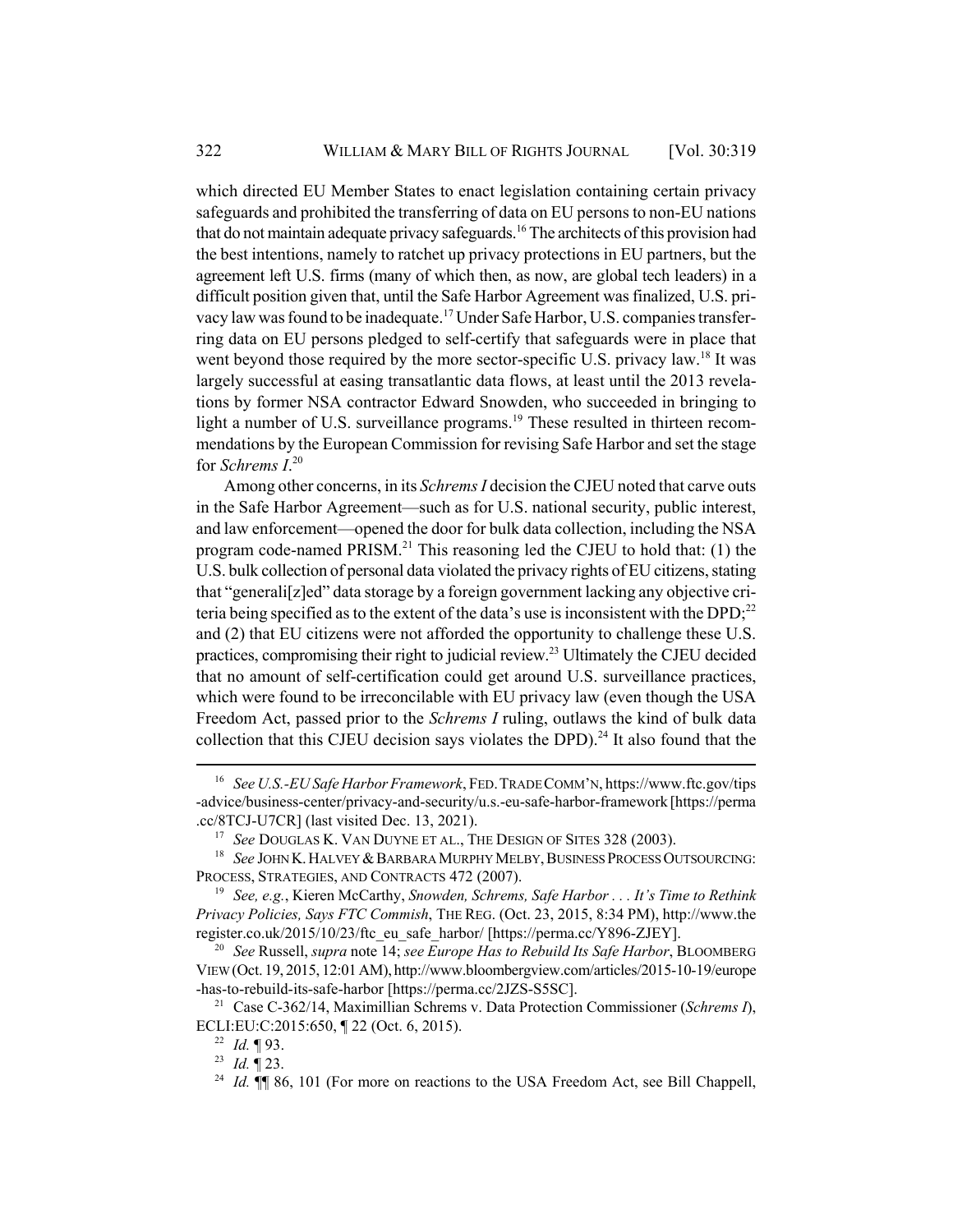which directed EU Member States to enact legislation containing certain privacy safeguards and prohibited the transferring of data on EU persons to non-EU nations that do not maintain adequate privacy safeguards.[16] The architects of this provision had the best intentions, namely to ratchet up privacy protections in EU partners, but the agreement left U.S. firms (many of which then, as now, are global tech leaders) in a difficult position given that, until the Safe Harbor Agreement was finalized, U.S. privacy law was found to be inadequate.[17] Under Safe Harbor, U.S. companies transferring data on EU persons pledged to self-certify that safeguards were in place that went beyond those required by the more sector-specific U.S. privacy law.[18] It was largely successful at easing transatlantic data flows, at least until the 2013 revelations by former NSA contractor Edward Snowden, who succeeded in bringing to light a number of U.S. surveillance programs.[19] These resulted in thirteen recommendations by the European Commission for revising Safe Harbor and set the stage for *Schrems I*.[20]

Among other concerns, in its *Schrems I* decision the CJEU noted that carve outs in the Safe Harbor Agreement—such as for U.S. national security, public interest, and law enforcement—opened the door for bulk data collection, including the NSA program code-named PRISM.[21] This reasoning led the CJEU to hold that: (1) the U.S. bulk collection of personal data violated the privacy rights of EU citizens, stating that "generali[z]ed" data storage by a foreign government lacking any objective criteria being specified as to the extent of the data's use is inconsistent with the DPD;[22] and (2) that EU citizens were not afforded the opportunity to challenge these U.S. practices, compromising their right to judicial review.[23] Ultimately the CJEU decided that no amount of self-certification could get around U.S. surveillance practices, which were found to be irreconcilable with EU privacy law (even though the USA Freedom Act, passed prior to the *Schrems I* ruling, outlaws the kind of bulk data collection that this CJEU decision says violates the DPD).[24] It also found that the

---

[16] *See U.S.-EU Safe Harbor Framework*, FED. TRADE COMM'N, https://www.ftc.gov/tips-advice/business-center/privacy-and-security/u.s.-eu-safe-harbor-framework [https://perma.cc/8TCJ-U7CR] (last visited Dec. 13, 2021).

[17] *See* DOUGLAS K. VAN DUYNE ET AL., THE DESIGN OF SITES 328 (2003).

[18] *See* JOHN K. HALVEY & BARBARA MURPHY MELBY, BUSINESS PROCESS OUTSOURCING: PROCESS, STRATEGIES, AND CONTRACTS 472 (2007).

[19] *See, e.g.*, Kieren McCarthy, *Snowden, Schrems, Safe Harbor . . . It's Time to Rethink Privacy Policies, Says FTC Commish*, THE REG. (Oct. 23, 2015, 8:34 PM), http://www.theregister.co.uk/2015/10/23/ftc_eu_safe_harbor/ [https://perma.cc/Y896-ZJEY].

[20] *See* Russell, *supra* note 14; *see Europe Has to Rebuild Its Safe Harbor*, BLOOMBERG VIEW (Oct. 19, 2015, 12:01 AM), http://www.bloombergview.com/articles/2015-10-19/europe-has-to-rebuild-its-safe-harbor [https://perma.cc/2JZS-S5SC].

[21] Case C-362/14, Maximillian Schrems v. Data Protection Commissioner (*Schrems I*), ECLI:EU:C:2015:650, ¶ 22 (Oct. 6, 2015).

[22] *Id.* ¶ 93.

[23] *Id.* ¶ 23.

[24] *Id.* ¶¶ 86, 101 (For more on reactions to the USA Freedom Act, see Bill Chappell,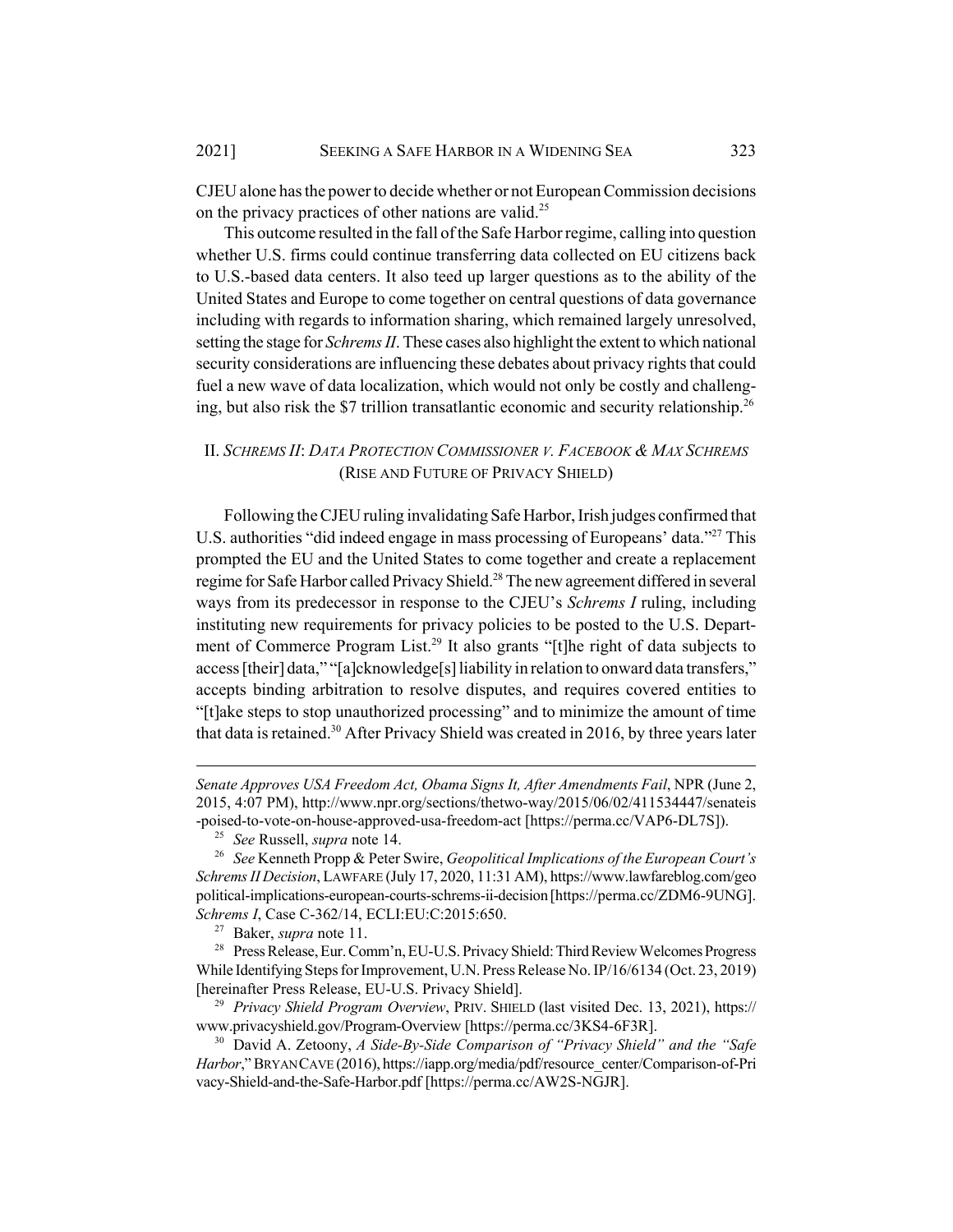CJEU alone has the power to decide whether or not European Commission decisions on the privacy practices of other nations are valid.[25]

This outcome resulted in the fall of the Safe Harbor regime, calling into question whether U.S. firms could continue transferring data collected on EU citizens back to U.S.-based data centers. It also teed up larger questions as to the ability of the United States and Europe to come together on central questions of data governance including with regards to information sharing, which remained largely unresolved, setting the stage for *Schrems II*. These cases also highlight the extent to which national security considerations are influencing these debates about privacy rights that could fuel a new wave of data localization, which would not only be costly and challenging, but also risk the $7 trillion transatlantic economic and security relationship.[26]

## II. *Schrems II*: *Data Protection Commissioner v. Facebook & Max Schrems* (Rise and Future of Privacy Shield)

Following the CJEU ruling invalidating Safe Harbor, Irish judges confirmed that U.S. authorities "did indeed engage in mass processing of Europeans' data."[27] This prompted the EU and the United States to come together and create a replacement regime for Safe Harbor called Privacy Shield.[28] The new agreement differed in several ways from its predecessor in response to the CJEU's *Schrems I* ruling, including instituting new requirements for privacy policies to be posted to the U.S. Department of Commerce Program List.[29] It also grants "[t]he right of data subjects to access [their] data," "[a]cknowledge[s] liability in relation to onward data transfers," accepts binding arbitration to resolve disputes, and requires covered entities to "[t]ake steps to stop unauthorized processing" and to minimize the amount of time that data is retained.[30] After Privacy Shield was created in 2016, by three years later

---

*Senate Approves USA Freedom Act, Obama Signs It, After Amendments Fail*, NPR (June 2, 2015, 4:07 PM), http://www.npr.org/sections/thetwo-way/2015/06/02/411534447/senateis-poised-to-vote-on-house-approved-usa-freedom-act [https://perma.cc/VAP6-DL7S]).

[25] *See* Russell, *supra* note 14.

[26] *See* Kenneth Propp & Peter Swire, *Geopolitical Implications of the European Court's Schrems II Decision*, LAWFARE (July 17, 2020, 11:31 AM), https://www.lawfareblog.com/geopolitical-implications-european-courts-schrems-ii-decision [https://perma.cc/ZDM6-9UNG]. *Schrems I*, Case C-362/14, ECLI:EU:C:2015:650.

[27] Baker, *supra* note 11.

[28] Press Release, Eur. Comm'n, EU-U.S. Privacy Shield: Third Review Welcomes Progress While Identifying Steps for Improvement, U.N. Press Release No. IP/16/6134 (Oct. 23, 2019) [hereinafter Press Release, EU-U.S. Privacy Shield].

[29] *Privacy Shield Program Overview*, PRIV. SHIELD (last visited Dec. 13, 2021), https://www.privacyshield.gov/Program-Overview [https://perma.cc/3KS4-6F3R].

[30] David A. Zetoony, *A Side-By-Side Comparison of "Privacy Shield" and the "Safe Harbor*,*"* BRYAN CAVE (2016), https://iapp.org/media/pdf/resource_center/Comparison-of-Privacy-Shield-and-the-Safe-Harbor.pdf [https://perma.cc/AW2S-NGJR].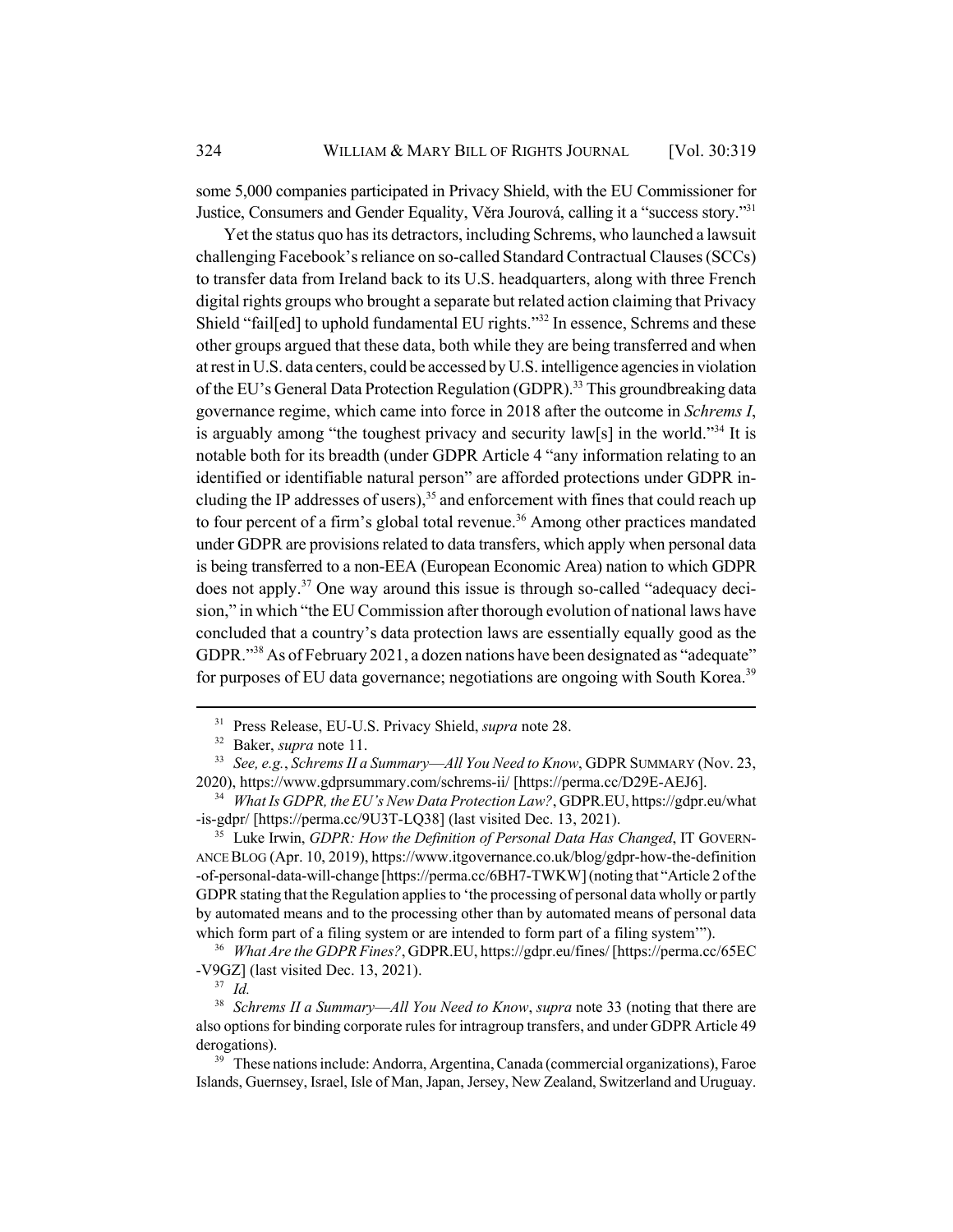some 5,000 companies participated in Privacy Shield, with the EU Commissioner for Justice, Consumers and Gender Equality, Věra Jourová, calling it a "success story."[31]

Yet the status quo has its detractors, including Schrems, who launched a lawsuit challenging Facebook's reliance on so-called Standard Contractual Clauses (SCCs) to transfer data from Ireland back to its U.S. headquarters, along with three French digital rights groups who brought a separate but related action claiming that Privacy Shield "fail[ed] to uphold fundamental EU rights."[32] In essence, Schrems and these other groups argued that these data, both while they are being transferred and when at rest in U.S. data centers, could be accessed by U.S. intelligence agencies in violation of the EU's General Data Protection Regulation (GDPR).[33] This groundbreaking data governance regime, which came into force in 2018 after the outcome in *Schrems I*, is arguably among "the toughest privacy and security law[s] in the world."[34] It is notable both for its breadth (under GDPR Article 4 "any information relating to an identified or identifiable natural person" are afforded protections under GDPR including the IP addresses of users),[35] and enforcement with fines that could reach up to four percent of a firm's global total revenue.[36] Among other practices mandated under GDPR are provisions related to data transfers, which apply when personal data is being transferred to a non-EEA (European Economic Area) nation to which GDPR does not apply.[37] One way around this issue is through so-called "adequacy decision," in which "the EU Commission after thorough evolution of national laws have concluded that a country's data protection laws are essentially equally good as the GDPR."[38] As of February 2021, a dozen nations have been designated as "adequate" for purposes of EU data governance; negotiations are ongoing with South Korea.[39]

---

[31] Press Release, EU-U.S. Privacy Shield, *supra* note 28.

[32] Baker, *supra* note 11.

[33] *See, e.g.*, *Schrems II a Summary—All You Need to Know*, GDPR SUMMARY (Nov. 23, 2020), https://www.gdprsummary.com/schrems-ii/ [https://perma.cc/D29E-AEJ6].

[34] *What Is GDPR, the EU's New Data Protection Law?*, GDPR.EU, https://gdpr.eu/what-is-gdpr/ [https://perma.cc/9U3T-LQ38] (last visited Dec. 13, 2021).

[35] Luke Irwin, *GDPR: How the Definition of Personal Data Has Changed*, IT GOVERNANCE BLOG (Apr. 10, 2019), https://www.itgovernance.co.uk/blog/gdpr-how-the-definition-of-personal-data-will-change [https://perma.cc/6BH7-TWKW] (noting that "Article 2 of the GDPR stating that the Regulation applies to 'the processing of personal data wholly or partly by automated means and to the processing other than by automated means of personal data which form part of a filing system or are intended to form part of a filing system'").

[36] *What Are the GDPR Fines?*, GDPR.EU, https://gdpr.eu/fines/ [https://perma.cc/65EC-V9GZ] (last visited Dec. 13, 2021).

[37] *Id.*

[38] *Schrems II a Summary—All You Need to Know*, *supra* note 33 (noting that there are also options for binding corporate rules for intragroup transfers, and under GDPR Article 49 derogations).

[39] These nations include: Andorra, Argentina, Canada (commercial organizations), Faroe Islands, Guernsey, Israel, Isle of Man, Japan, Jersey, New Zealand, Switzerland and Uruguay.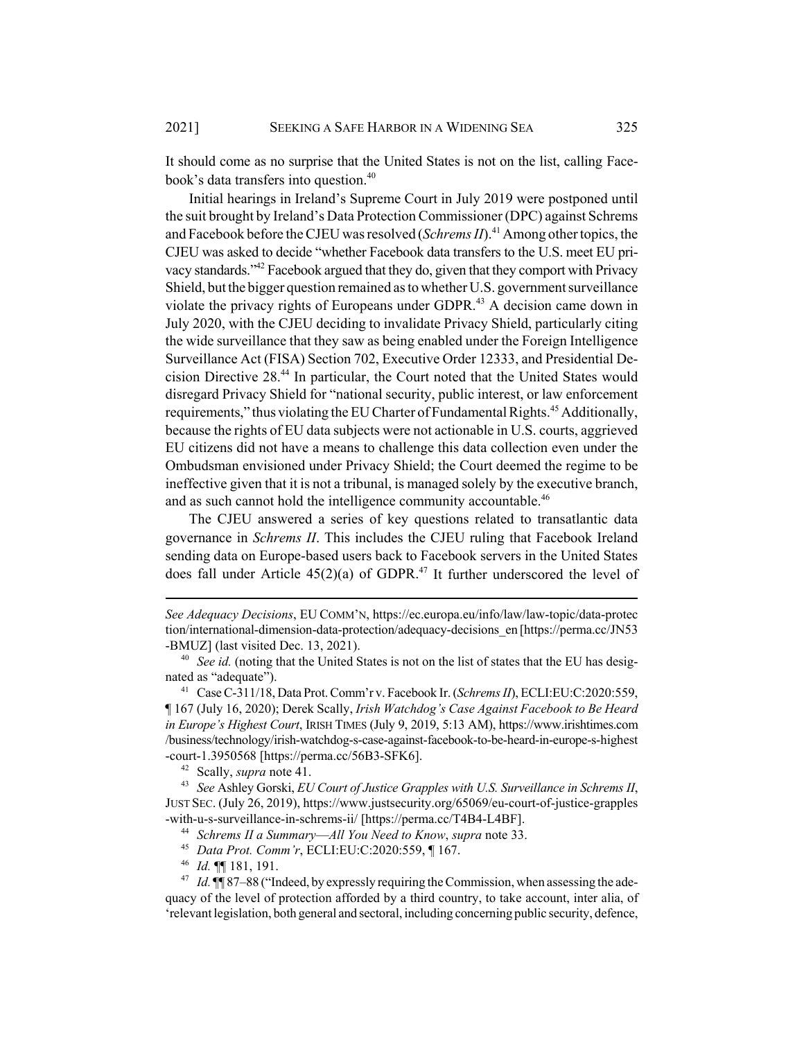It should come as no surprise that the United States is not on the list, calling Facebook's data transfers into question.[40]

Initial hearings in Ireland's Supreme Court in July 2019 were postponed until the suit brought by Ireland's Data Protection Commissioner (DPC) against Schrems and Facebook before the CJEU was resolved (*Schrems II*).[41] Among other topics, the CJEU was asked to decide "whether Facebook data transfers to the U.S. meet EU privacy standards."[42] Facebook argued that they do, given that they comport with Privacy Shield, but the bigger question remained as to whether U.S. government surveillance violate the privacy rights of Europeans under GDPR.[43] A decision came down in July 2020, with the CJEU deciding to invalidate Privacy Shield, particularly citing the wide surveillance that they saw as being enabled under the Foreign Intelligence Surveillance Act (FISA) Section 702, Executive Order 12333, and Presidential Decision Directive 28.[44] In particular, the Court noted that the United States would disregard Privacy Shield for "national security, public interest, or law enforcement requirements," thus violating the EU Charter of Fundamental Rights.[45] Additionally, because the rights of EU data subjects were not actionable in U.S. courts, aggrieved EU citizens did not have a means to challenge this data collection even under the Ombudsman envisioned under Privacy Shield; the Court deemed the regime to be ineffective given that it is not a tribunal, is managed solely by the executive branch, and as such cannot hold the intelligence community accountable.[46]

The CJEU answered a series of key questions related to transatlantic data governance in *Schrems II*. This includes the CJEU ruling that Facebook Ireland sending data on Europe-based users back to Facebook servers in the United States does fall under Article 45(2)(a) of GDPR.[47] It further underscored the level of

---

*See Adequacy Decisions*, EU COMM'N, https://ec.europa.eu/info/law/law-topic/data-protection/international-dimension-data-protection/adequacy-decisions_en [https://perma.cc/JN53-BMUZ] (last visited Dec. 13, 2021).

[40] *See id.* (noting that the United States is not on the list of states that the EU has designated as "adequate").

[41] Case C-311/18, Data Prot. Comm'r v. Facebook Ir. (*Schrems II*), ECLI:EU:C:2020:559, ¶ 167 (July 16, 2020); Derek Scally, *Irish Watchdog's Case Against Facebook to Be Heard in Europe's Highest Court*, IRISH TIMES (July 9, 2019, 5:13 AM), https://www.irishtimes.com/business/technology/irish-watchdog-s-case-against-facebook-to-be-heard-in-europe-s-highest-court-1.3950568 [https://perma.cc/56B3-SFK6].

[42] Scally, *supra* note 41.

[43] *See* Ashley Gorski, *EU Court of Justice Grapples with U.S. Surveillance in Schrems II*, JUST SEC. (July 26, 2019), https://www.justsecurity.org/65069/eu-court-of-justice-grapples-with-u-s-surveillance-in-schrems-ii/ [https://perma.cc/T4B4-L4BF].

[44] *Schrems II a Summary—All You Need to Know*, *supra* note 33.

[45] *Data Prot. Comm'r*, ECLI:EU:C:2020:559, ¶ 167.

[46] *Id.* ¶¶ 181, 191.

[47] *Id.* ¶¶ 87–88 ("Indeed, by expressly requiring the Commission, when assessing the adequacy of the level of protection afforded by a third country, to take account, inter alia, of 'relevant legislation, both general and sectoral, including concerning public security, defence,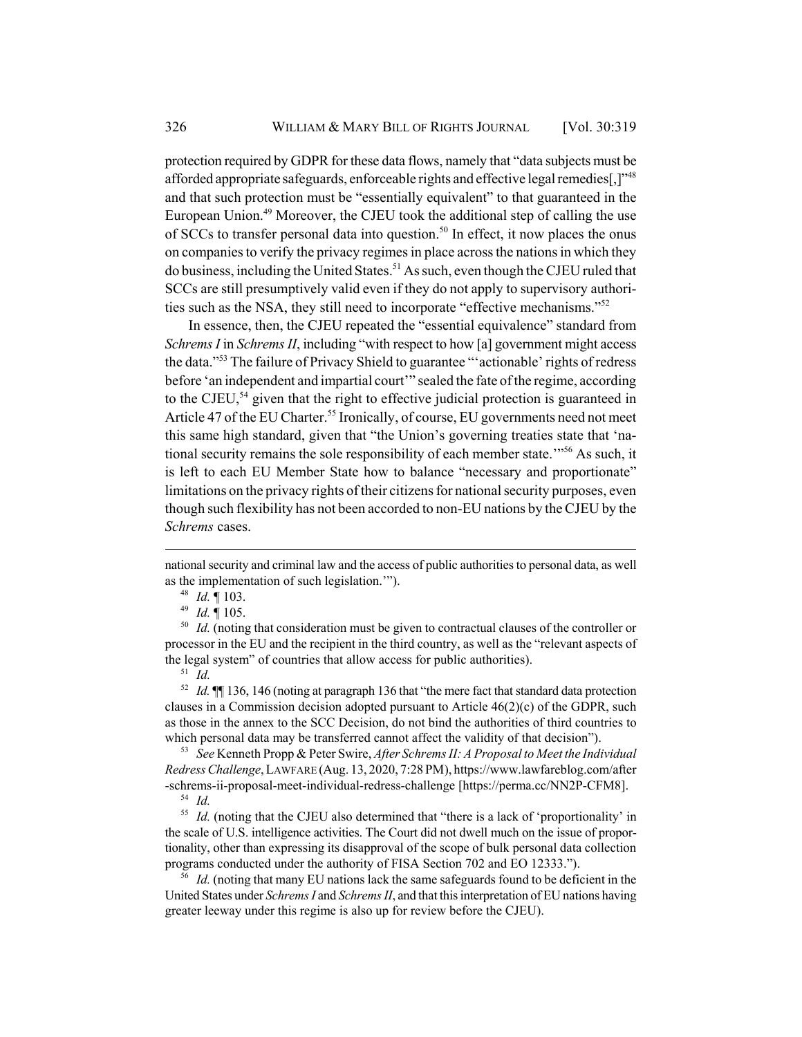protection required by GDPR for these data flows, namely that "data subjects must be afforded appropriate safeguards, enforceable rights and effective legal remedies[,]"[48] and that such protection must be "essentially equivalent" to that guaranteed in the European Union.[49] Moreover, the CJEU took the additional step of calling the use of SCCs to transfer personal data into question.[50] In effect, it now places the onus on companies to verify the privacy regimes in place across the nations in which they do business, including the United States.[51] As such, even though the CJEU ruled that SCCs are still presumptively valid even if they do not apply to supervisory authorities such as the NSA, they still need to incorporate "effective mechanisms."[52]

In essence, then, the CJEU repeated the "essential equivalence" standard from *Schrems I* in *Schrems II*, including "with respect to how [a] government might access the data."[53] The failure of Privacy Shield to guarantee "'actionable' rights of redress before 'an independent and impartial court'" sealed the fate of the regime, according to the CJEU,[54] given that the right to effective judicial protection is guaranteed in Article 47 of the EU Charter.[55] Ironically, of course, EU governments need not meet this same high standard, given that "the Union's governing treaties state that 'national security remains the sole responsibility of each member state.'"[56] As such, it is left to each EU Member State how to balance "necessary and proportionate" limitations on the privacy rights of their citizens for national security purposes, even though such flexibility has not been accorded to non-EU nations by the CJEU by the *Schrems* cases.

---

national security and criminal law and the access of public authorities to personal data, as well as the implementation of such legislation.'").

[48] *Id.* ¶ 103.

[49] *Id.* ¶ 105.

[50] *Id.* (noting that consideration must be given to contractual clauses of the controller or processor in the EU and the recipient in the third country, as well as the "relevant aspects of the legal system" of countries that allow access for public authorities).

[51] *Id.*

[52] *Id.* ¶¶ 136, 146 (noting at paragraph 136 that "the mere fact that standard data protection clauses in a Commission decision adopted pursuant to Article 46(2)(c) of the GDPR, such as those in the annex to the SCC Decision, do not bind the authorities of third countries to which personal data may be transferred cannot affect the validity of that decision").

[53] *See* Kenneth Propp & Peter Swire, *After Schrems II: A Proposal to Meet the Individual Redress Challenge*, LAWFARE (Aug. 13, 2020, 7:28 PM), https://www.lawfareblog.com/after-schrems-ii-proposal-meet-individual-redress-challenge [https://perma.cc/NN2P-CFM8].

[54] *Id.*

[55] *Id.* (noting that the CJEU also determined that "there is a lack of 'proportionality' in the scale of U.S. intelligence activities. The Court did not dwell much on the issue of proportionality, other than expressing its disapproval of the scope of bulk personal data collection programs conducted under the authority of FISA Section 702 and EO 12333.").

[56] *Id.* (noting that many EU nations lack the same safeguards found to be deficient in the United States under *Schrems I* and *Schrems II*, and that this interpretation of EU nations having greater leeway under this regime is also up for review before the CJEU).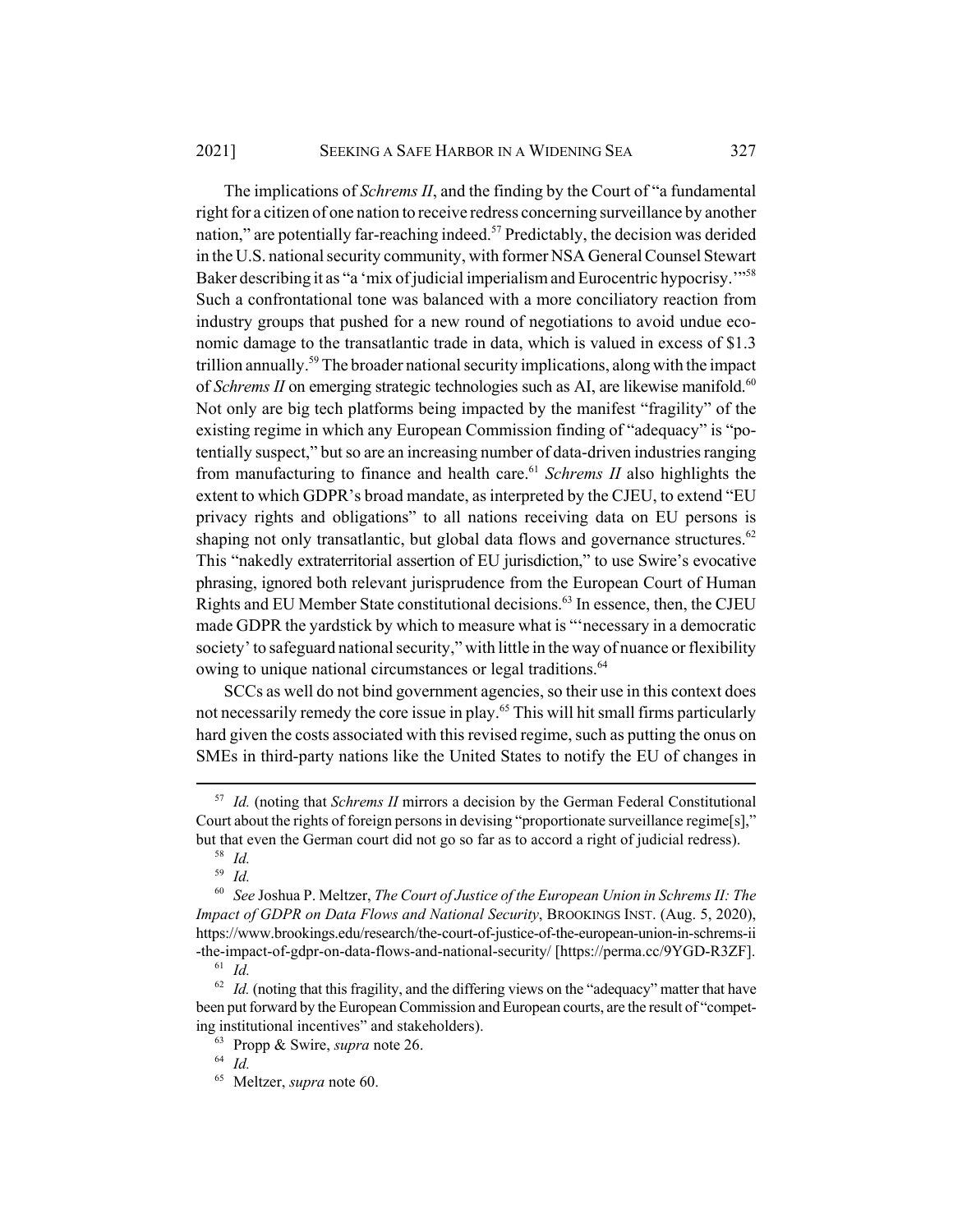The implications of *Schrems II*, and the finding by the Court of "a fundamental right for a citizen of one nation to receive redress concerning surveillance by another nation," are potentially far-reaching indeed.[57] Predictably, the decision was derided in the U.S. national security community, with former NSA General Counsel Stewart Baker describing it as "a 'mix of judicial imperialism and Eurocentric hypocrisy.'"[58] Such a confrontational tone was balanced with a more conciliatory reaction from industry groups that pushed for a new round of negotiations to avoid undue economic damage to the transatlantic trade in data, which is valued in excess of $1.3 trillion annually.[59] The broader national security implications, along with the impact of *Schrems II* on emerging strategic technologies such as AI, are likewise manifold.[60] Not only are big tech platforms being impacted by the manifest "fragility" of the existing regime in which any European Commission finding of "adequacy" is "potentially suspect," but so are an increasing number of data-driven industries ranging from manufacturing to finance and health care.[61] *Schrems II* also highlights the extent to which GDPR's broad mandate, as interpreted by the CJEU, to extend "EU privacy rights and obligations" to all nations receiving data on EU persons is shaping not only transatlantic, but global data flows and governance structures.[62] This "nakedly extraterritorial assertion of EU jurisdiction," to use Swire's evocative phrasing, ignored both relevant jurisprudence from the European Court of Human Rights and EU Member State constitutional decisions.[63] In essence, then, the CJEU made GDPR the yardstick by which to measure what is "'necessary in a democratic society' to safeguard national security," with little in the way of nuance or flexibility owing to unique national circumstances or legal traditions.[64]

SCCs as well do not bind government agencies, so their use in this context does not necessarily remedy the core issue in play.[65] This will hit small firms particularly hard given the costs associated with this revised regime, such as putting the onus on SMEs in third-party nations like the United States to notify the EU of changes in

---

[57] *Id.* (noting that *Schrems II* mirrors a decision by the German Federal Constitutional Court about the rights of foreign persons in devising "proportionate surveillance regime[s]," but that even the German court did not go so far as to accord a right of judicial redress).

[58] *Id.*

[59] *Id.*

[60] *See* Joshua P. Meltzer, *The Court of Justice of the European Union in Schrems II: The Impact of GDPR on Data Flows and National Security*, BROOKINGS INST. (Aug. 5, 2020), https://www.brookings.edu/research/the-court-of-justice-of-the-european-union-in-schrems-ii-the-impact-of-gdpr-on-data-flows-and-national-security/ [https://perma.cc/9YGD-R3ZF].

[61] *Id.*

[62] *Id.* (noting that this fragility, and the differing views on the "adequacy" matter that have been put forward by the European Commission and European courts, are the result of "competing institutional incentives" and stakeholders).

[63] Propp & Swire, *supra* note 26.

[64] *Id.*

[65] Meltzer, *supra* note 60.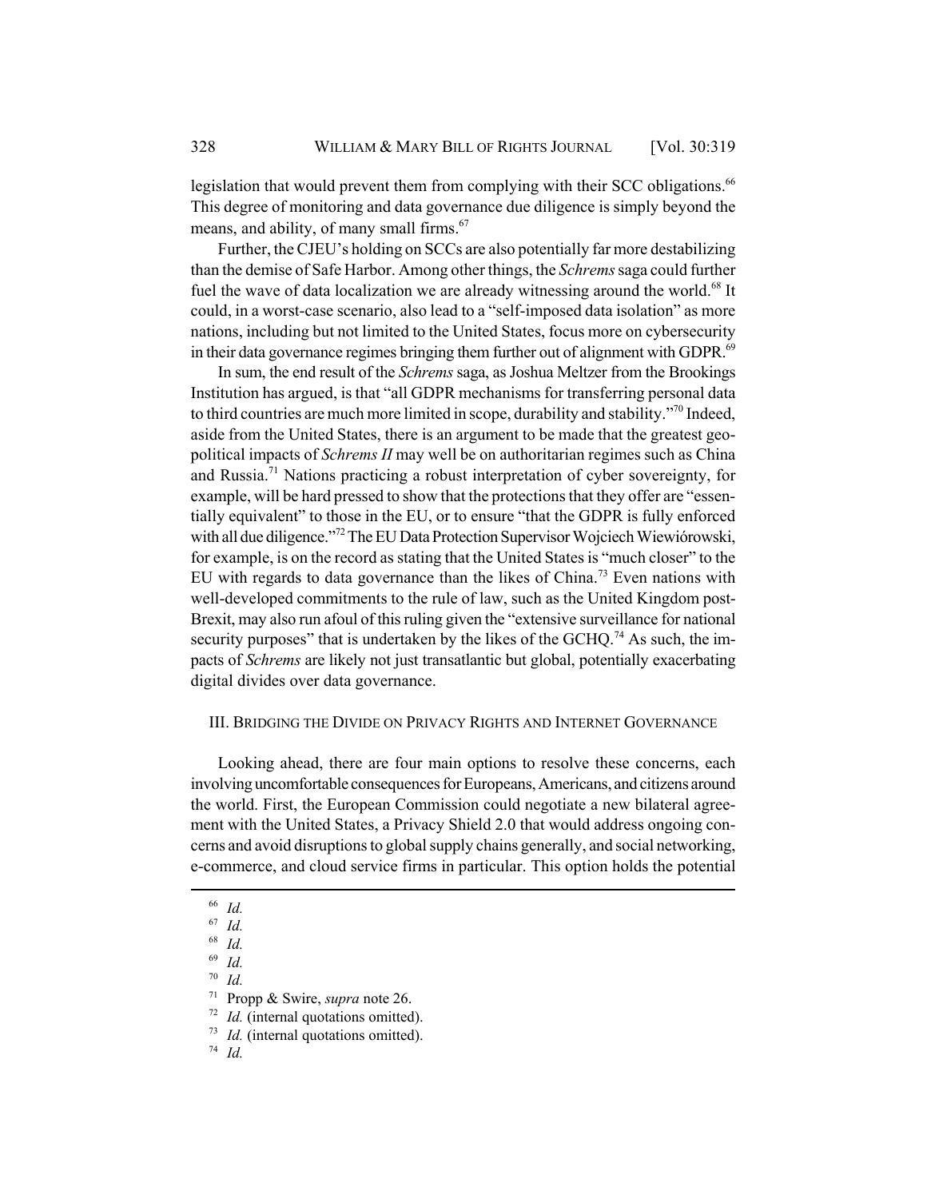legislation that would prevent them from complying with their SCC obligations.[66] This degree of monitoring and data governance due diligence is simply beyond the means, and ability, of many small firms.[67]

Further, the CJEU's holding on SCCs are also potentially far more destabilizing than the demise of Safe Harbor. Among other things, the *Schrems* saga could further fuel the wave of data localization we are already witnessing around the world.[68] It could, in a worst-case scenario, also lead to a "self-imposed data isolation" as more nations, including but not limited to the United States, focus more on cybersecurity in their data governance regimes bringing them further out of alignment with GDPR.[69]

In sum, the end result of the *Schrems* saga, as Joshua Meltzer from the Brookings Institution has argued, is that "all GDPR mechanisms for transferring personal data to third countries are much more limited in scope, durability and stability."[70] Indeed, aside from the United States, there is an argument to be made that the greatest geopolitical impacts of *Schrems II* may well be on authoritarian regimes such as China and Russia.[71] Nations practicing a robust interpretation of cyber sovereignty, for example, will be hard pressed to show that the protections that they offer are "essentially equivalent" to those in the EU, or to ensure "that the GDPR is fully enforced with all due diligence."[72] The EU Data Protection Supervisor Wojciech Wiewiórowski, for example, is on the record as stating that the United States is "much closer" to the EU with regards to data governance than the likes of China.[73] Even nations with well-developed commitments to the rule of law, such as the United Kingdom post-Brexit, may also run afoul of this ruling given the "extensive surveillance for national security purposes" that is undertaken by the likes of the GCHQ.[74] As such, the impacts of *Schrems* are likely not just transatlantic but global, potentially exacerbating digital divides over data governance.

## III. Bridging the Divide on Privacy Rights and Internet Governance

Looking ahead, there are four main options to resolve these concerns, each involving uncomfortable consequences for Europeans, Americans, and citizens around the world. First, the European Commission could negotiate a new bilateral agreement with the United States, a Privacy Shield 2.0 that would address ongoing concerns and avoid disruptions to global supply chains generally, and social networking, e-commerce, and cloud service firms in particular. This option holds the potential

---

[66] *Id.*

[67] *Id.*

[68] *Id.*

[69] *Id.*

[70] *Id.*

[71] Propp & Swire, *supra* note 26.

[72] *Id.* (internal quotations omitted).

[73] *Id.* (internal quotations omitted).

[74] *Id.*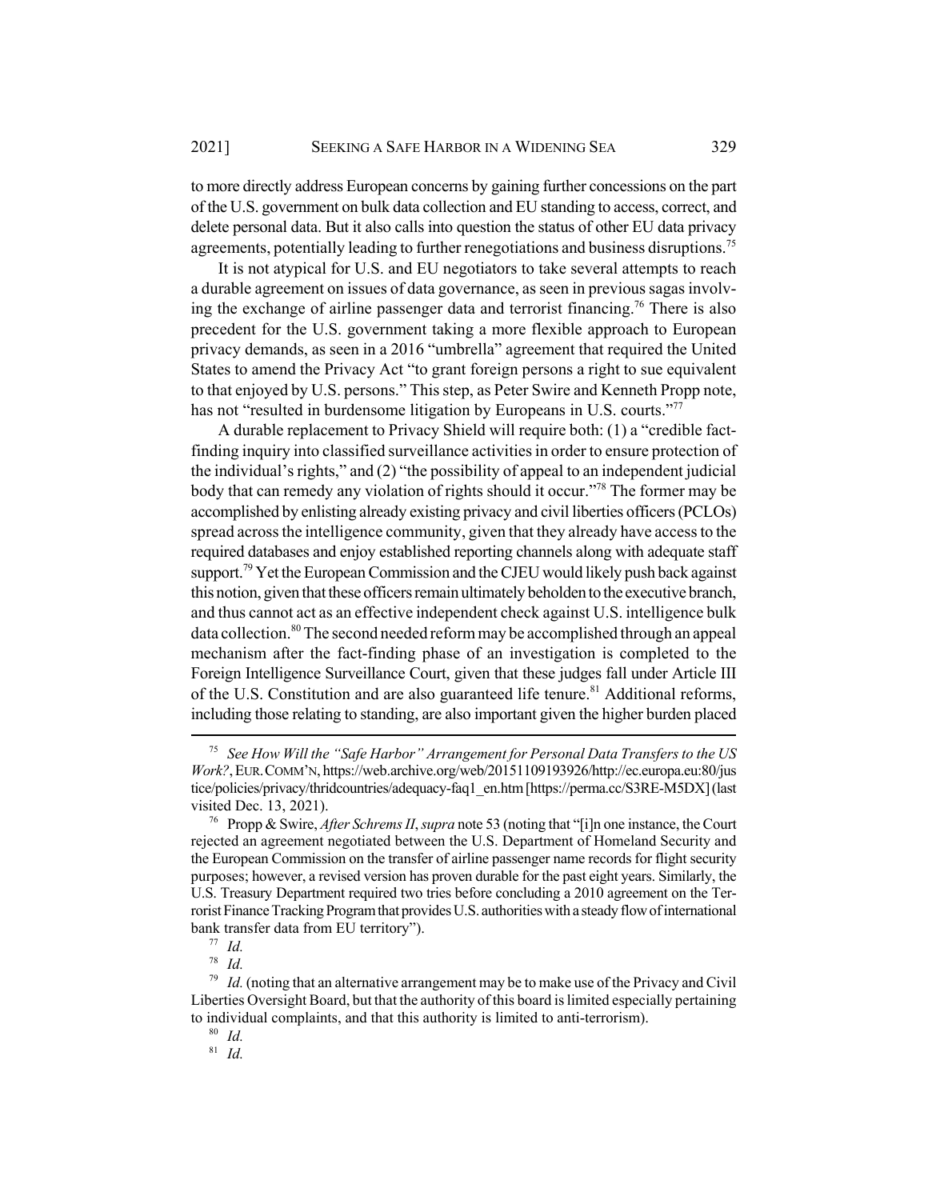to more directly address European concerns by gaining further concessions on the part of the U.S. government on bulk data collection and EU standing to access, correct, and delete personal data. But it also calls into question the status of other EU data privacy agreements, potentially leading to further renegotiations and business disruptions.[75]

It is not atypical for U.S. and EU negotiators to take several attempts to reach a durable agreement on issues of data governance, as seen in previous sagas involving the exchange of airline passenger data and terrorist financing.[76] There is also precedent for the U.S. government taking a more flexible approach to European privacy demands, as seen in a 2016 "umbrella" agreement that required the United States to amend the Privacy Act "to grant foreign persons a right to sue equivalent to that enjoyed by U.S. persons." This step, as Peter Swire and Kenneth Propp note, has not "resulted in burdensome litigation by Europeans in U.S. courts."[77]

A durable replacement to Privacy Shield will require both: (1) a "credible fact-finding inquiry into classified surveillance activities in order to ensure protection of the individual's rights," and (2) "the possibility of appeal to an independent judicial body that can remedy any violation of rights should it occur."[78] The former may be accomplished by enlisting already existing privacy and civil liberties officers (PCLOs) spread across the intelligence community, given that they already have access to the required databases and enjoy established reporting channels along with adequate staff support.[79] Yet the European Commission and the CJEU would likely push back against this notion, given that these officers remain ultimately beholden to the executive branch, and thus cannot act as an effective independent check against U.S. intelligence bulk data collection.[80] The second needed reform may be accomplished through an appeal mechanism after the fact-finding phase of an investigation is completed to the Foreign Intelligence Surveillance Court, given that these judges fall under Article III of the U.S. Constitution and are also guaranteed life tenure.[81] Additional reforms, including those relating to standing, are also important given the higher burden placed

---

[75] *See How Will the "Safe Harbor" Arrangement for Personal Data Transfers to the US Work?*, EUR. COMM'N, https://web.archive.org/web/20151109193926/http://ec.europa.eu:80/justice/policies/privacy/thridcountries/adequacy-faq1_en.htm [https://perma.cc/S3RE-M5DX] (last visited Dec. 13, 2021).

[76] Propp & Swire, *After Schrems II*, *supra* note 53 (noting that "[i]n one instance, the Court rejected an agreement negotiated between the U.S. Department of Homeland Security and the European Commission on the transfer of airline passenger name records for flight security purposes; however, a revised version has proven durable for the past eight years. Similarly, the U.S. Treasury Department required two tries before concluding a 2010 agreement on the Terrorist Finance Tracking Program that provides U.S. authorities with a steady flow of international bank transfer data from EU territory").

[77] *Id.*

[78] *Id.*

[79] *Id.* (noting that an alternative arrangement may be to make use of the Privacy and Civil Liberties Oversight Board, but that the authority of this board is limited especially pertaining to individual complaints, and that this authority is limited to anti-terrorism).

[80] *Id.*

[81] *Id.*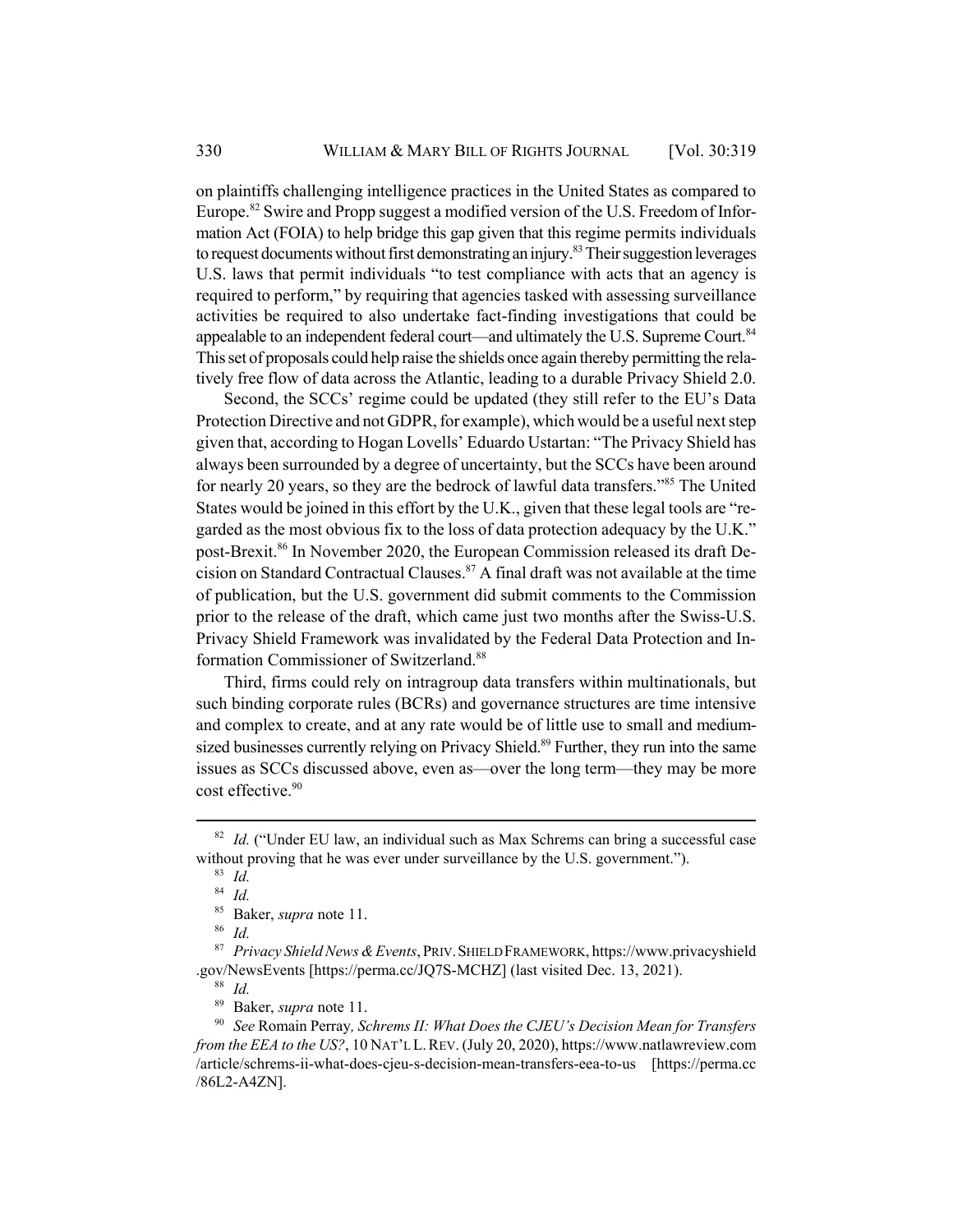on plaintiffs challenging intelligence practices in the United States as compared to Europe.[82] Swire and Propp suggest a modified version of the U.S. Freedom of Information Act (FOIA) to help bridge this gap given that this regime permits individuals to request documents without first demonstrating an injury.[83] Their suggestion leverages U.S. laws that permit individuals "to test compliance with acts that an agency is required to perform," by requiring that agencies tasked with assessing surveillance activities be required to also undertake fact-finding investigations that could be appealable to an independent federal court—and ultimately the U.S. Supreme Court.[84] This set of proposals could help raise the shields once again thereby permitting the relatively free flow of data across the Atlantic, leading to a durable Privacy Shield 2.0.

Second, the SCCs' regime could be updated (they still refer to the EU's Data Protection Directive and not GDPR, for example), which would be a useful next step given that, according to Hogan Lovells' Eduardo Ustartan: "The Privacy Shield has always been surrounded by a degree of uncertainty, but the SCCs have been around for nearly 20 years, so they are the bedrock of lawful data transfers."[85] The United States would be joined in this effort by the U.K., given that these legal tools are "regarded as the most obvious fix to the loss of data protection adequacy by the U.K." post-Brexit.[86] In November 2020, the European Commission released its draft Decision on Standard Contractual Clauses.[87] A final draft was not available at the time of publication, but the U.S. government did submit comments to the Commission prior to the release of the draft, which came just two months after the Swiss-U.S. Privacy Shield Framework was invalidated by the Federal Data Protection and Information Commissioner of Switzerland.[88]

Third, firms could rely on intragroup data transfers within multinationals, but such binding corporate rules (BCRs) and governance structures are time intensive and complex to create, and at any rate would be of little use to small and medium-sized businesses currently relying on Privacy Shield.[89] Further, they run into the same issues as SCCs discussed above, even as—over the long term—they may be more cost effective.[90]

---

[82] *Id.* ("Under EU law, an individual such as Max Schrems can bring a successful case without proving that he was ever under surveillance by the U.S. government.").

[83] *Id.*

[84] *Id.*

[85] Baker, *supra* note 11.

[86] *Id.*

[87] *Privacy Shield News & Events*, PRIV. SHIELD FRAMEWORK, https://www.privacyshield.gov/NewsEvents [https://perma.cc/JQ7S-MCHZ] (last visited Dec. 13, 2021).

[88] *Id.*

[89] Baker, *supra* note 11.

[90] *See* Romain Perray*, Schrems II: What Does the CJEU's Decision Mean for Transfers from the EEA to the US?*, 10 NAT'L L. REV. (July 20, 2020), https://www.natlawreview.com/article/schrems-ii-what-does-cjeu-s-decision-mean-transfers-eea-to-us [https://perma.cc/86L2-A4ZN].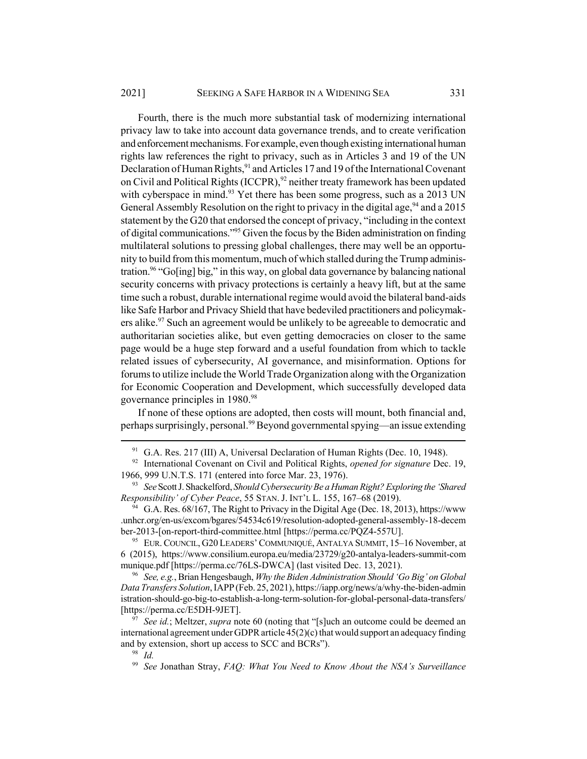Fourth, there is the much more substantial task of modernizing international privacy law to take into account data governance trends, and to create verification and enforcement mechanisms. For example, even though existing international human rights law references the right to privacy, such as in Articles 3 and 19 of the UN Declaration of Human Rights,[91] and Articles 17 and 19 of the International Covenant on Civil and Political Rights (ICCPR),[92] neither treaty framework has been updated with cyberspace in mind.[93] Yet there has been some progress, such as a 2013 UN General Assembly Resolution on the right to privacy in the digital age,[94] and a 2015 statement by the G20 that endorsed the concept of privacy, "including in the context of digital communications."[95] Given the focus by the Biden administration on finding multilateral solutions to pressing global challenges, there may well be an opportunity to build from this momentum, much of which stalled during the Trump administration.[96] "Go[ing] big," in this way, on global data governance by balancing national security concerns with privacy protections is certainly a heavy lift, but at the same time such a robust, durable international regime would avoid the bilateral band-aids like Safe Harbor and Privacy Shield that have bedeviled practitioners and policymakers alike.[97] Such an agreement would be unlikely to be agreeable to democratic and authoritarian societies alike, but even getting democracies on closer to the same page would be a huge step forward and a useful foundation from which to tackle related issues of cybersecurity, AI governance, and misinformation. Options for forums to utilize include the World Trade Organization along with the Organization for Economic Cooperation and Development, which successfully developed data governance principles in 1980.[98]

If none of these options are adopted, then costs will mount, both financial and, perhaps surprisingly, personal.[99] Beyond governmental spying—an issue extending

---

[91] G.A. Res. 217 (III) A, Universal Declaration of Human Rights (Dec. 10, 1948).

[92] International Covenant on Civil and Political Rights, *opened for signature* Dec. 19, 1966, 999 U.N.T.S. 171 (entered into force Mar. 23, 1976).

[93] *See* Scott J. Shackelford, *Should Cybersecurity Be a Human Right? Exploring the 'Shared Responsibility' of Cyber Peace*, 55 STAN. J. INT'L L. 155, 167–68 (2019).

[94] G.A. Res. 68/167, The Right to Privacy in the Digital Age (Dec. 18, 2013), https://www.unhcr.org/en-us/excom/bgares/54534c619/resolution-adopted-general-assembly-18-december-2013-[on-report-third-committee.html [https://perma.cc/PQZ4-557U].

[95] EUR. COUNCIL, G20 LEADERS' COMMUNIQUÉ, ANTALYA SUMMIT, 15–16 November, at 6 (2015), https://www.consilium.europa.eu/media/23729/g20-antalya-leaders-summit-communique.pdf [https://perma.cc/76LS-DWCA] (last visited Dec. 13, 2021).

[96] *See, e.g.*, Brian Hengesbaugh, *Why the Biden Administration Should 'Go Big' on Global Data Transfers Solution*, IAPP (Feb. 25, 2021), https://iapp.org/news/a/why-the-biden-administration-should-go-big-to-establish-a-long-term-solution-for-global-personal-data-transfers/ [https://perma.cc/E5DH-9JET].

[97] *See id.*; Meltzer, *supra* note 60 (noting that "[s]uch an outcome could be deemed an international agreement under GDPR article 45(2)(c) that would support an adequacy finding and by extension, short up access to SCC and BCRs").

[98] *Id.*

[99] *See* Jonathan Stray, *FAQ: What You Need to Know About the NSA's Surveillance*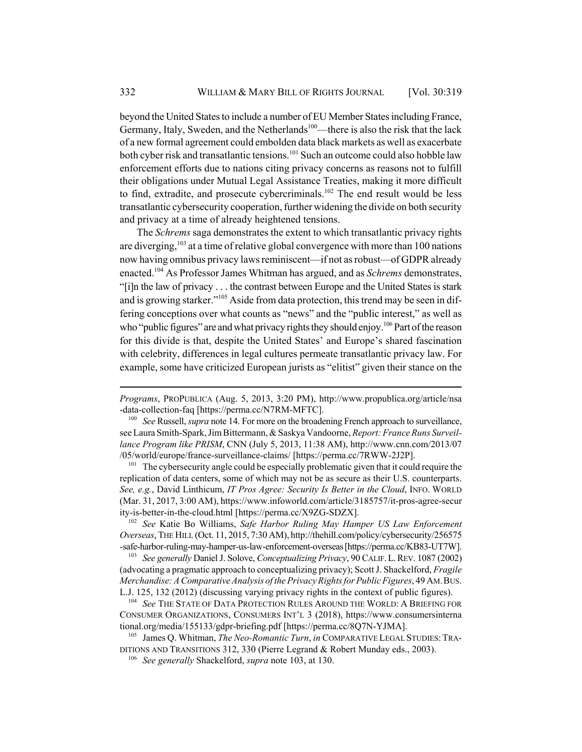beyond the United States to include a number of EU Member States including France, Germany, Italy, Sweden, and the Netherlands[100]—there is also the risk that the lack of a new formal agreement could embolden data black markets as well as exacerbate both cyber risk and transatlantic tensions.[101] Such an outcome could also hobble law enforcement efforts due to nations citing privacy concerns as reasons not to fulfill their obligations under Mutual Legal Assistance Treaties, making it more difficult to find, extradite, and prosecute cybercriminals.[102] The end result would be less transatlantic cybersecurity cooperation, further widening the divide on both security and privacy at a time of already heightened tensions.

The *Schrems* saga demonstrates the extent to which transatlantic privacy rights are diverging,[103] at a time of relative global convergence with more than 100 nations now having omnibus privacy laws reminiscent—if not as robust—of GDPR already enacted.[104] As Professor James Whitman has argued, and as *Schrems* demonstrates, "[i]n the law of privacy . . . the contrast between Europe and the United States is stark and is growing starker."[105] Aside from data protection, this trend may be seen in differing conceptions over what counts as "news" and the "public interest," as well as who "public figures" are and what privacy rights they should enjoy.[106] Part of the reason for this divide is that, despite the United States' and Europe's shared fascination with celebrity, differences in legal cultures permeate transatlantic privacy law. For example, some have criticized European jurists as "elitist" given their stance on the

---

*Programs*, PROPUBLICA (Aug. 5, 2013, 3:20 PM), http://www.propublica.org/article/nsa-data-collection-faq [https://perma.cc/N7RM-MFTC].

[100] *See* Russell, *supra* note 14. For more on the broadening French approach to surveillance, see Laura Smith-Spark, Jim Bittermann, & Saskya Vandoorne, *Report: France Runs Surveillance Program like PRISM*, CNN (July 5, 2013, 11:38 AM), http://www.cnn.com/2013/07/05/world/europe/france-surveillance-claims/ [https://perma.cc/7RWW-2J2P].

[101] The cybersecurity angle could be especially problematic given that it could require the replication of data centers, some of which may not be as secure as their U.S. counterparts. *See, e.g.*, David Linthicum, *IT Pros Agree: Security Is Better in the Cloud*, INFO. WORLD (Mar. 31, 2017, 3:00 AM), https://www.infoworld.com/article/3185757/it-pros-agree-security-is-better-in-the-cloud.html [https://perma.cc/X9ZG-SDZX].

[102] *See* Katie Bo Williams, *Safe Harbor Ruling May Hamper US Law Enforcement Overseas*, THE HILL (Oct. 11, 2015, 7:30 AM), http://thehill.com/policy/cybersecurity/256575-safe-harbor-ruling-may-hamper-us-law-enforcement-overseas [https://perma.cc/KB83-UT7W].

[103] *See generally* Daniel J. Solove, *Conceptualizing Privacy*, 90 CALIF. L. REV. 1087 (2002) (advocating a pragmatic approach to conceptualizing privacy); Scott J. Shackelford, *Fragile Merchandise: A Comparative Analysis of the Privacy Rights for Public Figures*, 49 AM. BUS. L.J. 125, 132 (2012) (discussing varying privacy rights in the context of public figures).

[104] *See* THE STATE OF DATA PROTECTION RULES AROUND THE WORLD: A BRIEFING FOR CONSUMER ORGANIZATIONS, CONSUMERS INT'L 3 (2018), https://www.consumersinternational.org/media/155133/gdpr-briefing.pdf [https://perma.cc/8Q7N-YJMA].

[105] James Q. Whitman, *The Neo-Romantic Turn*, *in* COMPARATIVE LEGAL STUDIES: TRADITIONS AND TRANSITIONS 312, 330 (Pierre Legrand & Robert Munday eds., 2003).

[106] *See generally* Shackelford, *supra* note 103, at 130.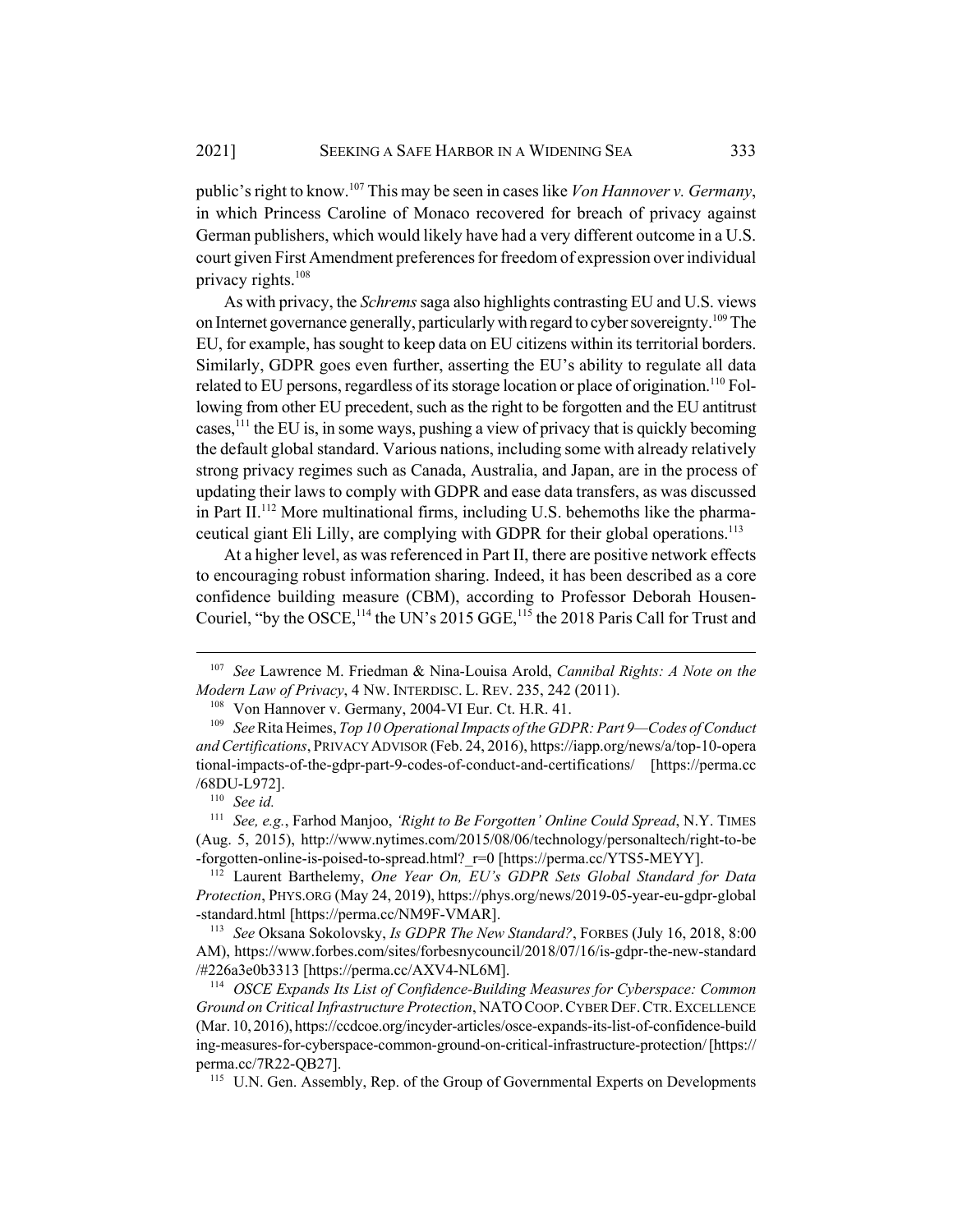public's right to know.[107] This may be seen in cases like *Von Hannover v. Germany*, in which Princess Caroline of Monaco recovered for breach of privacy against German publishers, which would likely have had a very different outcome in a U.S. court given First Amendment preferences for freedom of expression over individual privacy rights.[108]

As with privacy, the *Schrems* saga also highlights contrasting EU and U.S. views on Internet governance generally, particularly with regard to cyber sovereignty.[109] The EU, for example, has sought to keep data on EU citizens within its territorial borders. Similarly, GDPR goes even further, asserting the EU's ability to regulate all data related to EU persons, regardless of its storage location or place of origination.[110] Following from other EU precedent, such as the right to be forgotten and the EU antitrust cases,[111] the EU is, in some ways, pushing a view of privacy that is quickly becoming the default global standard. Various nations, including some with already relatively strong privacy regimes such as Canada, Australia, and Japan, are in the process of updating their laws to comply with GDPR and ease data transfers, as was discussed in Part II.[112] More multinational firms, including U.S. behemoths like the pharmaceutical giant Eli Lilly, are complying with GDPR for their global operations.[113]

At a higher level, as was referenced in Part II, there are positive network effects to encouraging robust information sharing. Indeed, it has been described as a core confidence building measure (CBM), according to Professor Deborah Housen-Couriel, "by the OSCE,[114] the UN's 2015 GGE,[115] the 2018 Paris Call for Trust and

---

[107] *See* Lawrence M. Friedman & Nina-Louisa Arold, *Cannibal Rights: A Note on the Modern Law of Privacy*, 4 NW. INTERDISC. L. REV. 235, 242 (2011).

[108] Von Hannover v. Germany, 2004-VI Eur. Ct. H.R. 41.

[109] *See* Rita Heimes, *Top 10 Operational Impacts of the GDPR: Part 9—Codes of Conduct and Certifications*, PRIVACY ADVISOR (Feb. 24, 2016), https://iapp.org/news/a/top-10-operational-impacts-of-the-gdpr-part-9-codes-of-conduct-and-certifications/ [https://perma.cc/68DU-L972].

[110] *See id.*

[111] *See, e.g.*, Farhod Manjoo, *'Right to Be Forgotten' Online Could Spread*, N.Y. TIMES (Aug. 5, 2015), http://www.nytimes.com/2015/08/06/technology/personaltech/right-to-be-forgotten-online-is-poised-to-spread.html?_r=0 [https://perma.cc/YTS5-MEYY].

[112] Laurent Barthelemy, *One Year On, EU's GDPR Sets Global Standard for Data Protection*, PHYS.ORG (May 24, 2019), https://phys.org/news/2019-05-year-eu-gdpr-global-standard.html [https://perma.cc/NM9F-VMAR].

[113] *See* Oksana Sokolovsky, *Is GDPR The New Standard?*, FORBES (July 16, 2018, 8:00 AM), https://www.forbes.com/sites/forbesnycouncil/2018/07/16/is-gdpr-the-new-standard/#226a3e0b3313 [https://perma.cc/AXV4-NL6M].

[114] *OSCE Expands Its List of Confidence-Building Measures for Cyberspace: Common Ground on Critical Infrastructure Protection*, NATO COOP. CYBER DEF. CTR. EXCELLENCE (Mar. 10, 2016), https://ccdcoe.org/incyder-articles/osce-expands-its-list-of-confidence-building-measures-for-cyberspace-common-ground-on-critical-infrastructure-protection/ [https://perma.cc/7R22-QB27].

[115] U.N. Gen. Assembly, Rep. of the Group of Governmental Experts on Developments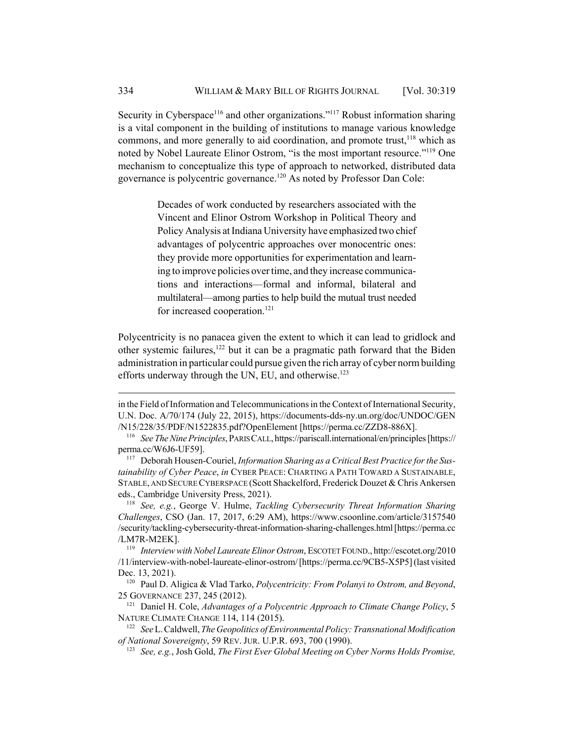Security in Cyberspace[116] and other organizations."[117] Robust information sharing is a vital component in the building of institutions to manage various knowledge commons, and more generally to aid coordination, and promote trust,[118] which as noted by Nobel Laureate Elinor Ostrom, "is the most important resource."[119] One mechanism to conceptualize this type of approach to networked, distributed data governance is polycentric governance.[120] As noted by Professor Dan Cole:

> Decades of work conducted by researchers associated with the Vincent and Elinor Ostrom Workshop in Political Theory and Policy Analysis at Indiana University have emphasized two chief advantages of polycentric approaches over monocentric ones: they provide more opportunities for experimentation and learning to improve policies over time, and they increase communications and interactions—formal and informal, bilateral and multilateral—among parties to help build the mutual trust needed for increased cooperation.[121]

Polycentricity is no panacea given the extent to which it can lead to gridlock and other systemic failures,[122] but it can be a pragmatic path forward that the Biden administration in particular could pursue given the rich array of cyber norm building efforts underway through the UN, EU, and otherwise.[123]

---

in the Field of Information and Telecommunications in the Context of International Security, U.N. Doc. A/70/174 (July 22, 2015), https://documents-dds-ny.un.org/doc/UNDOC/GEN/N15/228/35/PDF/N1522835.pdf?OpenElement [https://perma.cc/ZZD8-886X].

[116] *See The Nine Principles*, PARIS CALL, https://pariscall.international/en/principles [https://perma.cc/W6J6-UF59].

[117] Deborah Housen-Couriel, *Information Sharing as a Critical Best Practice for the Sustainability of Cyber Peace*, *in* CYBER PEACE: CHARTING A PATH TOWARD A SUSTAINABLE, STABLE, AND SECURE CYBERSPACE (Scott Shackelford, Frederick Douzet & Chris Ankersen eds., Cambridge University Press, 2021).

[118] *See, e.g.*, George V. Hulme, *Tackling Cybersecurity Threat Information Sharing Challenges*, CSO (Jan. 17, 2017, 6:29 AM), https://www.csoonline.com/article/3157540/security/tackling-cybersecurity-threat-information-sharing-challenges.html [https://perma.cc/LM7R-M2EK].

[119] *Interview with Nobel Laureate Elinor Ostrom*, ESCOTET FOUND., http://escotet.org/2010/11/interview-with-nobel-laureate-elinor-ostrom/ [https://perma.cc/9CB5-X5P5] (last visited Dec. 13, 2021).

[120] Paul D. Aligica & Vlad Tarko, *Polycentricity: From Polanyi to Ostrom, and Beyond*, 25 GOVERNANCE 237, 245 (2012).

[121] Daniel H. Cole, *Advantages of a Polycentric Approach to Climate Change Policy*, 5 NATURE CLIMATE CHANGE 114, 114 (2015).

[122] *See* L. Caldwell, *The Geopolitics of Environmental Policy: Transnational Modification of National Sovereignty*, 59 REV. JUR. U.P.R. 693, 700 (1990).

[123] *See, e.g.*, Josh Gold, *The First Ever Global Meeting on Cyber Norms Holds Promise,*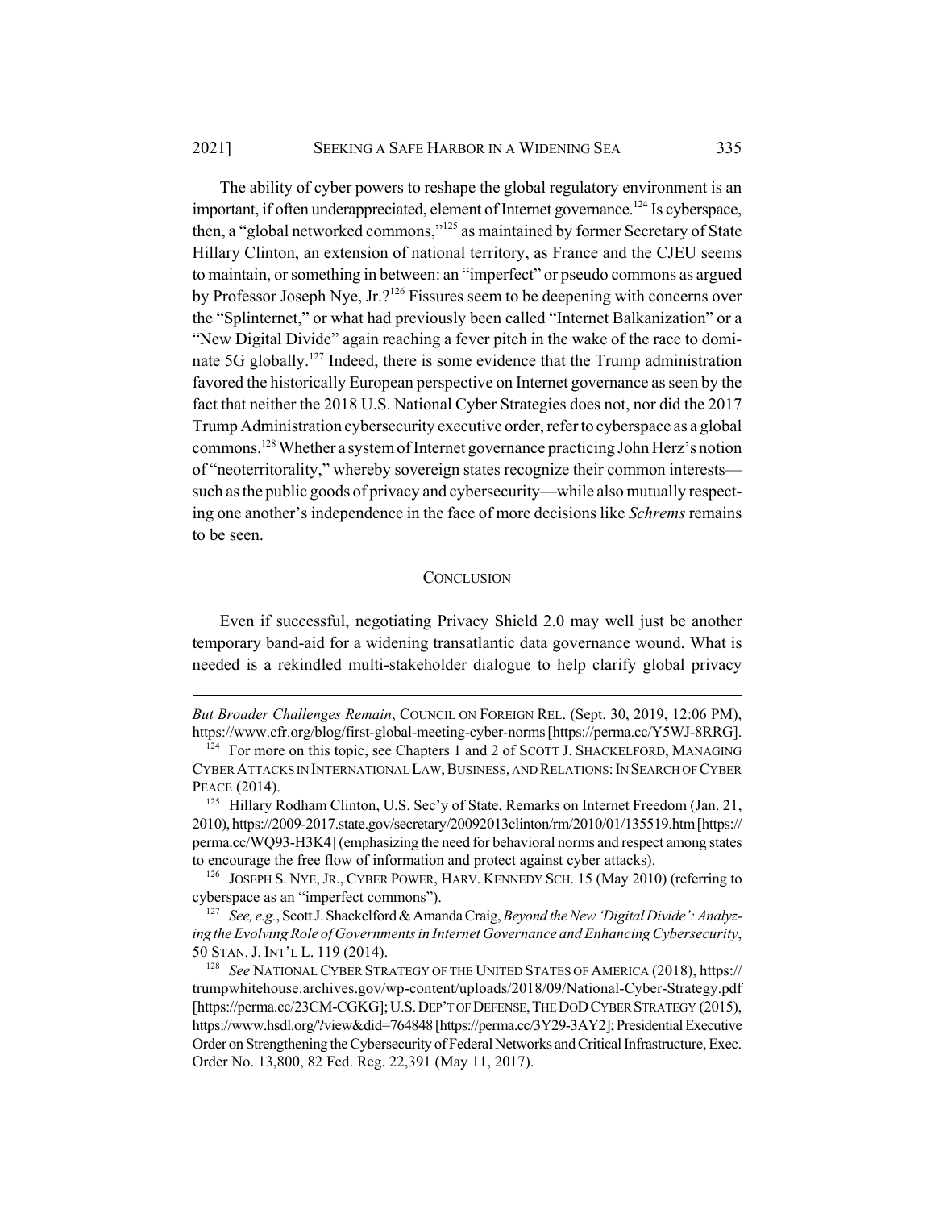The ability of cyber powers to reshape the global regulatory environment is an important, if often underappreciated, element of Internet governance.[124] Is cyberspace, then, a "global networked commons,"[125] as maintained by former Secretary of State Hillary Clinton, an extension of national territory, as France and the CJEU seems to maintain, or something in between: an "imperfect" or pseudo commons as argued by Professor Joseph Nye, Jr.?[126] Fissures seem to be deepening with concerns over the "Splinternet," or what had previously been called "Internet Balkanization" or a "New Digital Divide" again reaching a fever pitch in the wake of the race to dominate 5G globally.[127] Indeed, there is some evidence that the Trump administration favored the historically European perspective on Internet governance as seen by the fact that neither the 2018 U.S. National Cyber Strategies does not, nor did the 2017 Trump Administration cybersecurity executive order, refer to cyberspace as a global commons.[128] Whether a system of Internet governance practicing John Herz's notion of "neoterritorality," whereby sovereign states recognize their common interests—such as the public goods of privacy and cybersecurity—while also mutually respecting one another's independence in the face of more decisions like *Schrems* remains to be seen.

## CONCLUSION

Even if successful, negotiating Privacy Shield 2.0 may well just be another temporary band-aid for a widening transatlantic data governance wound. What is needed is a rekindled multi-stakeholder dialogue to help clarify global privacy

---

*But Broader Challenges Remain*, COUNCIL ON FOREIGN REL. (Sept. 30, 2019, 12:06 PM), https://www.cfr.org/blog/first-global-meeting-cyber-norms [https://perma.cc/Y5WJ-8RRG].

[124] For more on this topic, see Chapters 1 and 2 of SCOTT J. SHACKELFORD, MANAGING CYBER ATTACKS IN INTERNATIONAL LAW, BUSINESS, AND RELATIONS: IN SEARCH OF CYBER PEACE (2014).

[125] Hillary Rodham Clinton, U.S. Sec'y of State, Remarks on Internet Freedom (Jan. 21, 2010), https://2009-2017.state.gov/secretary/20092013clinton/rm/2010/01/135519.htm [https://perma.cc/WQ93-H3K4] (emphasizing the need for behavioral norms and respect among states to encourage the free flow of information and protect against cyber attacks).

[126] JOSEPH S. NYE, JR., CYBER POWER, HARV. KENNEDY SCH. 15 (May 2010) (referring to cyberspace as an "imperfect commons").

[127] *See, e.g.*, Scott J. Shackelford & Amanda Craig, *Beyond the New 'Digital Divide': Analyzing the Evolving Role of Governments in Internet Governance and Enhancing Cybersecurity*, 50 STAN. J. INT'L L. 119 (2014).

[128] *See* NATIONAL CYBER STRATEGY OF THE UNITED STATES OF AMERICA (2018), https://trumpwhitehouse.archives.gov/wp-content/uploads/2018/09/National-Cyber-Strategy.pdf [https://perma.cc/23CM-CGKG]; U.S. DEP'T OF DEFENSE, THE DOD CYBER STRATEGY (2015), https://www.hsdl.org/?view&did=764848 [https://perma.cc/3Y29-3AY2]; Presidential Executive Order on Strengthening the Cybersecurity of Federal Networks and Critical Infrastructure, Exec. Order No. 13,800, 82 Fed. Reg. 22,391 (May 11, 2017).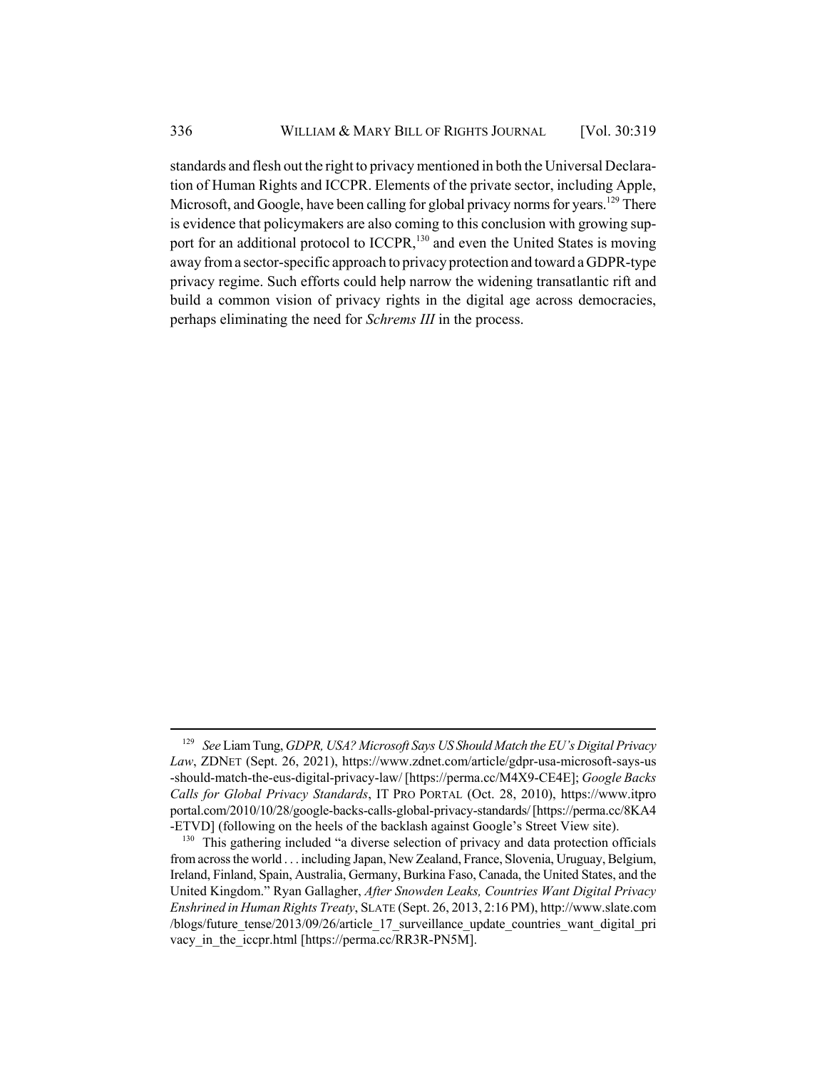standards and flesh out the right to privacy mentioned in both the Universal Declaration of Human Rights and ICCPR. Elements of the private sector, including Apple, Microsoft, and Google, have been calling for global privacy norms for years.[129] There is evidence that policymakers are also coming to this conclusion with growing support for an additional protocol to ICCPR,[130] and even the United States is moving away from a sector-specific approach to privacy protection and toward a GDPR-type privacy regime. Such efforts could help narrow the widening transatlantic rift and build a common vision of privacy rights in the digital age across democracies, perhaps eliminating the need for *Schrems III* in the process.

---

[129] *See* Liam Tung, *GDPR, USA? Microsoft Says US Should Match the EU's Digital Privacy Law*, ZDNET (Sept. 26, 2021), https://www.zdnet.com/article/gdpr-usa-microsoft-says-us-should-match-the-eus-digital-privacy-law/ [https://perma.cc/M4X9-CE4E]; *Google Backs Calls for Global Privacy Standards*, IT PRO PORTAL (Oct. 28, 2010), https://www.itproportal.com/2010/10/28/google-backs-calls-global-privacy-standards/ [https://perma.cc/8KA4-ETVD] (following on the heels of the backlash against Google's Street View site).

[130] This gathering included "a diverse selection of privacy and data protection officials from across the world . . . including Japan, New Zealand, France, Slovenia, Uruguay, Belgium, Ireland, Finland, Spain, Australia, Germany, Burkina Faso, Canada, the United States, and the United Kingdom." Ryan Gallagher, *After Snowden Leaks, Countries Want Digital Privacy Enshrined in Human Rights Treaty*, SLATE (Sept. 26, 2013, 2:16 PM), http://www.slate.com/blogs/future_tense/2013/09/26/article_17_surveillance_update_countries_want_digital_privacy_in_the_iccpr.html [https://perma.cc/RR3R-PN5M].